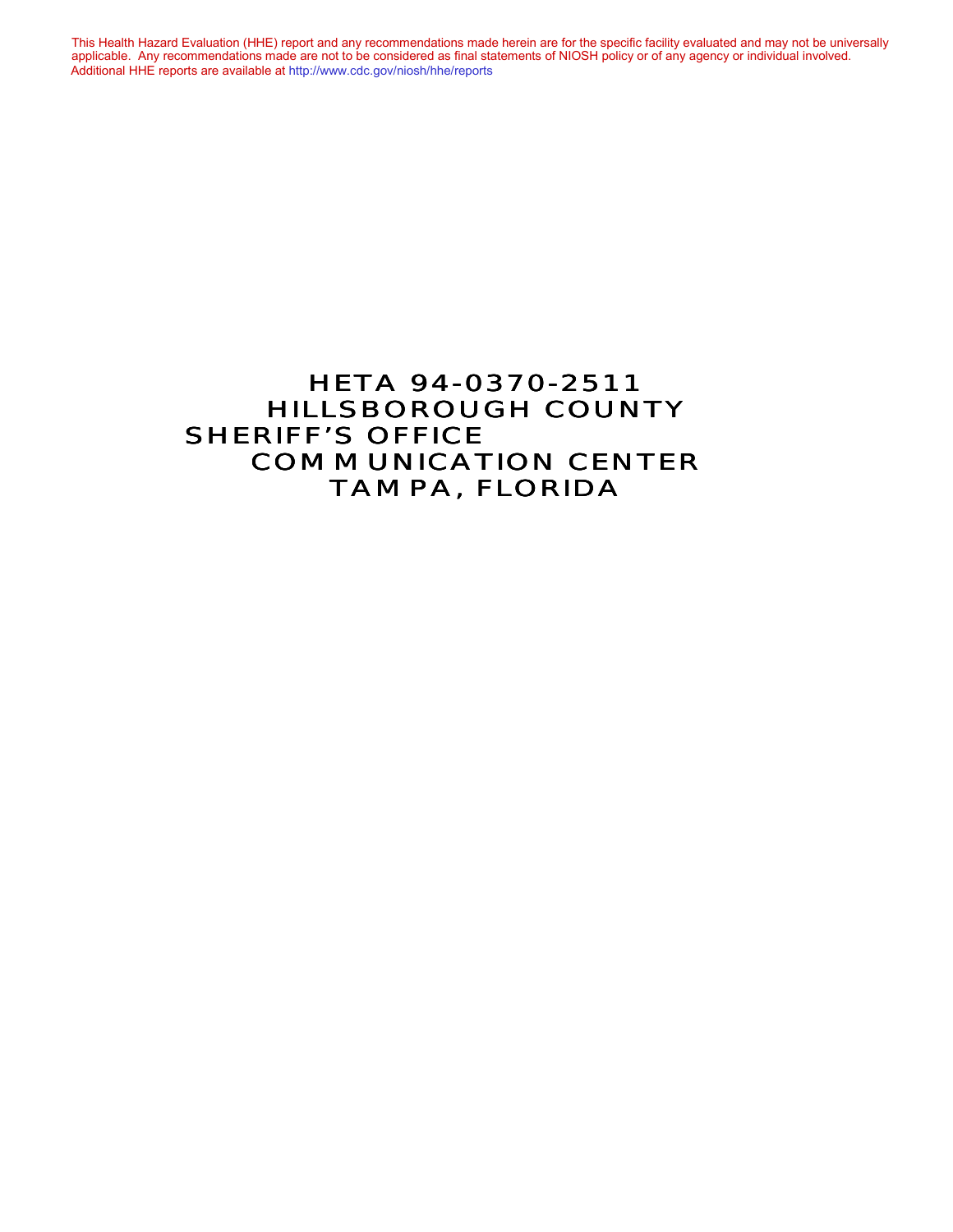This Health Hazard Evaluation (HHE) report and any recommendations made herein are for the specific facility evaluated and may not be universally applicable. Any recommendations made are not to be considered as final statements of NIOSH policy or of any agency or individual involved. Additional HHE reports are available at http://www.cdc.gov/niosh/hhe/reports

# HETA 94-0370-2511
# HILLSBOROUGH COUNTY SHERIFF'S OFFICE COMMUNICATION CENTER
# TAMPA, FLORIDA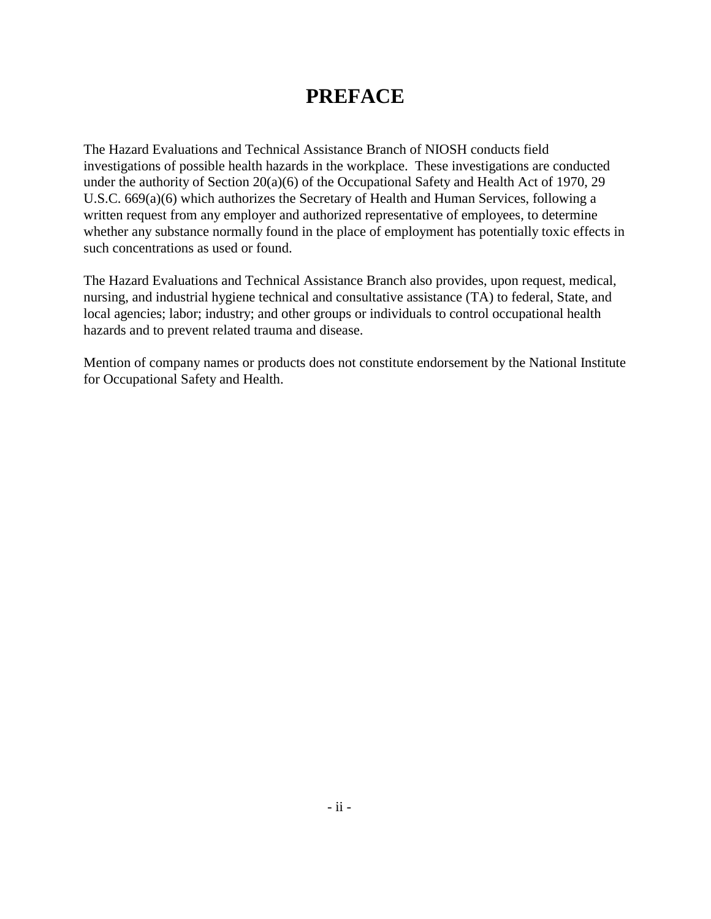# PREFACE

The Hazard Evaluations and Technical Assistance Branch of NIOSH conducts field investigations of possible health hazards in the workplace. These investigations are conducted under the authority of Section 20(a)(6) of the Occupational Safety and Health Act of 1970, 29 U.S.C. 669(a)(6) which authorizes the Secretary of Health and Human Services, following a written request from any employer and authorized representative of employees, to determine whether any substance normally found in the place of employment has potentially toxic effects in such concentrations as used or found.

The Hazard Evaluations and Technical Assistance Branch also provides, upon request, medical, nursing, and industrial hygiene technical and consultative assistance (TA) to federal, State, and local agencies; labor; industry; and other groups or individuals to control occupational health hazards and to prevent related trauma and disease.

Mention of company names or products does not constitute endorsement by the National Institute for Occupational Safety and Health.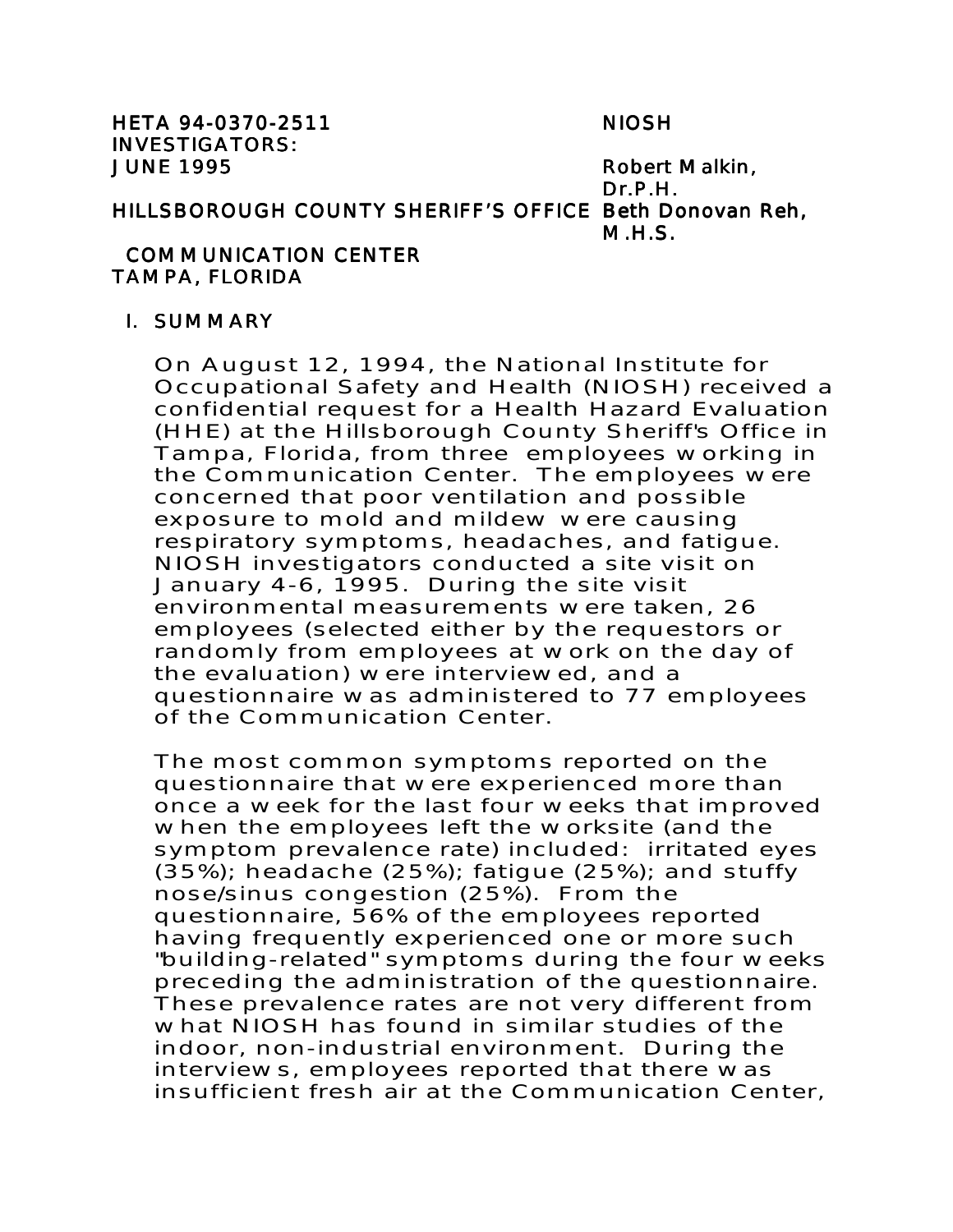HETA 94-0370-2511
JUNE 1995

HILLSBOROUGH COUNTY SHERIFF'S OFFICE
COMMUNICATION CENTER
TAMPA, FLORIDA

NIOSH INVESTIGATORS:
Robert Malkin, Dr.P.H.
Beth Donovan Reh, M.H.S.

## I. SUMMARY

On August 12, 1994, the National Institute for Occupational Safety and Health (NIOSH) received a confidential request for a Health Hazard Evaluation (HHE) at the Hillsborough County Sheriff's Office in Tampa, Florida, from three employees working in the Communication Center. The employees were concerned that poor ventilation and possible exposure to mold and mildew were causing respiratory symptoms, headaches, and fatigue. NIOSH investigators conducted a site visit on January 4-6, 1995. During the site visit environmental measurements were taken, 26 employees (selected either by the requestors or randomly from employees at work on the day of the evaluation) were interviewed, and a questionnaire was administered to 77 employees of the Communication Center.

The most common symptoms reported on the questionnaire that were experienced more than once a week for the last four weeks that improved when the employees left the worksite (and the symptom prevalence rate) included: irritated eyes (35%); headache (25%); fatigue (25%); and stuffy nose/sinus congestion (25%). From the questionnaire, 56% of the employees reported having frequently experienced one or more such "building-related" symptoms during the four weeks preceding the administration of the questionnaire. These prevalence rates are not very different from what NIOSH has found in similar studies of the indoor, non-industrial environment. During the interviews, employees reported that there was insufficient fresh air at the Communication Center,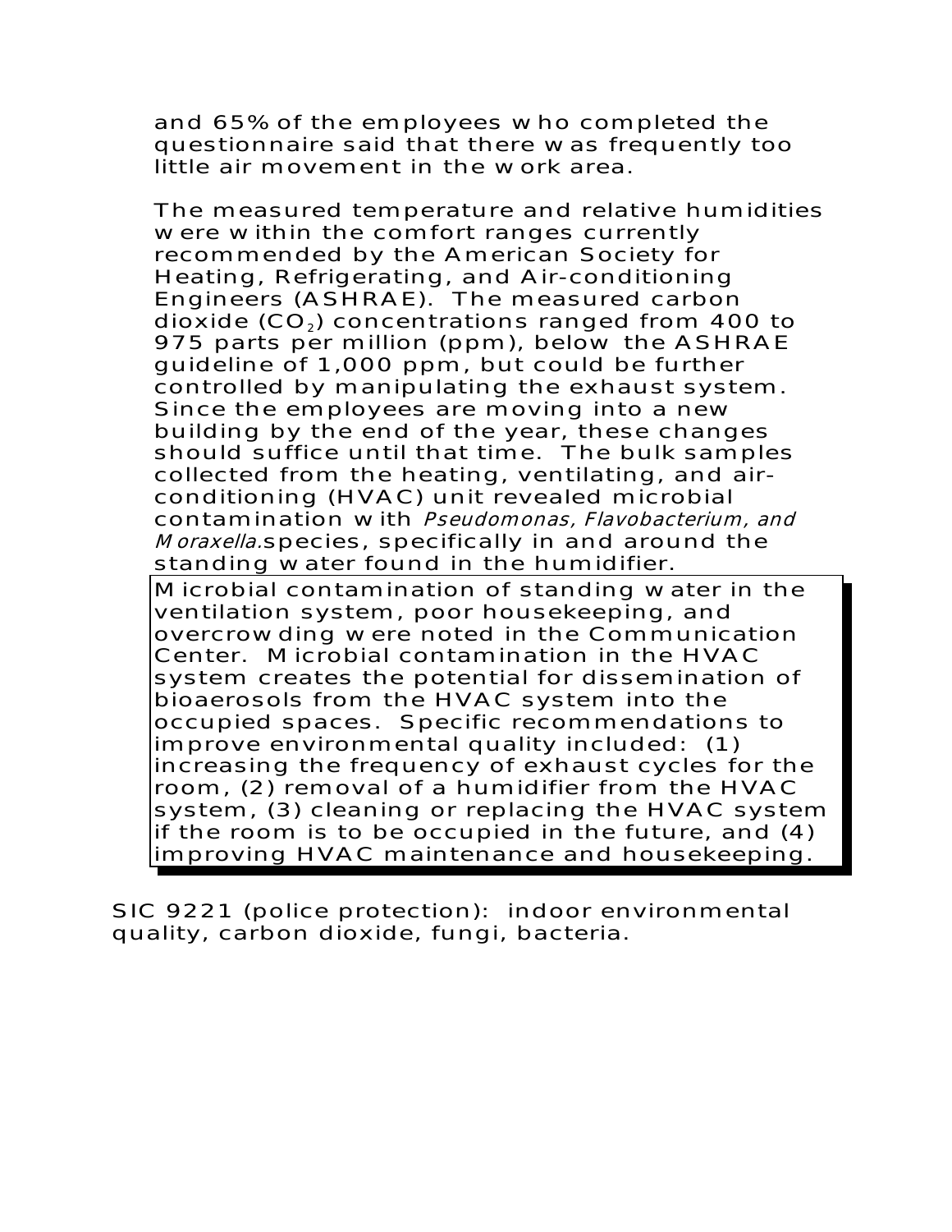and 65% of the employees who completed the questionnaire said that there was frequently too little air movement in the work area.

The measured temperature and relative humidities were within the comfort ranges currently recommended by the American Society for Heating, Refrigerating, and Air-conditioning Engineers (ASHRAE). The measured carbon dioxide ($CO_2$) concentrations ranged from 400 to 975 parts per million (ppm), below the ASHRAE guideline of 1,000 ppm, but could be further controlled by manipulating the exhaust system. Since the employees are moving into a new building by the end of the year, these changes should suffice until that time. The bulk samples collected from the heating, ventilating, and air-conditioning (HVAC) unit revealed microbial contamination with *Pseudomonas, Flavobacterium, and Moraxella.* species, specifically in and around the standing water found in the humidifier.

> Microbial contamination of standing water in the ventilation system, poor housekeeping, and overcrowding were noted in the Communication Center. Microbial contamination in the HVAC system creates the potential for dissemination of bioaerosols from the HVAC system into the occupied spaces. Specific recommendations to improve environmental quality included: (1) increasing the frequency of exhaust cycles for the room, (2) removal of a humidifier from the HVAC system, (3) cleaning or replacing the HVAC system if the room is to be occupied in the future, and (4) improving HVAC maintenance and housekeeping.

SIC 9221 (police protection): indoor environmental quality, carbon dioxide, fungi, bacteria.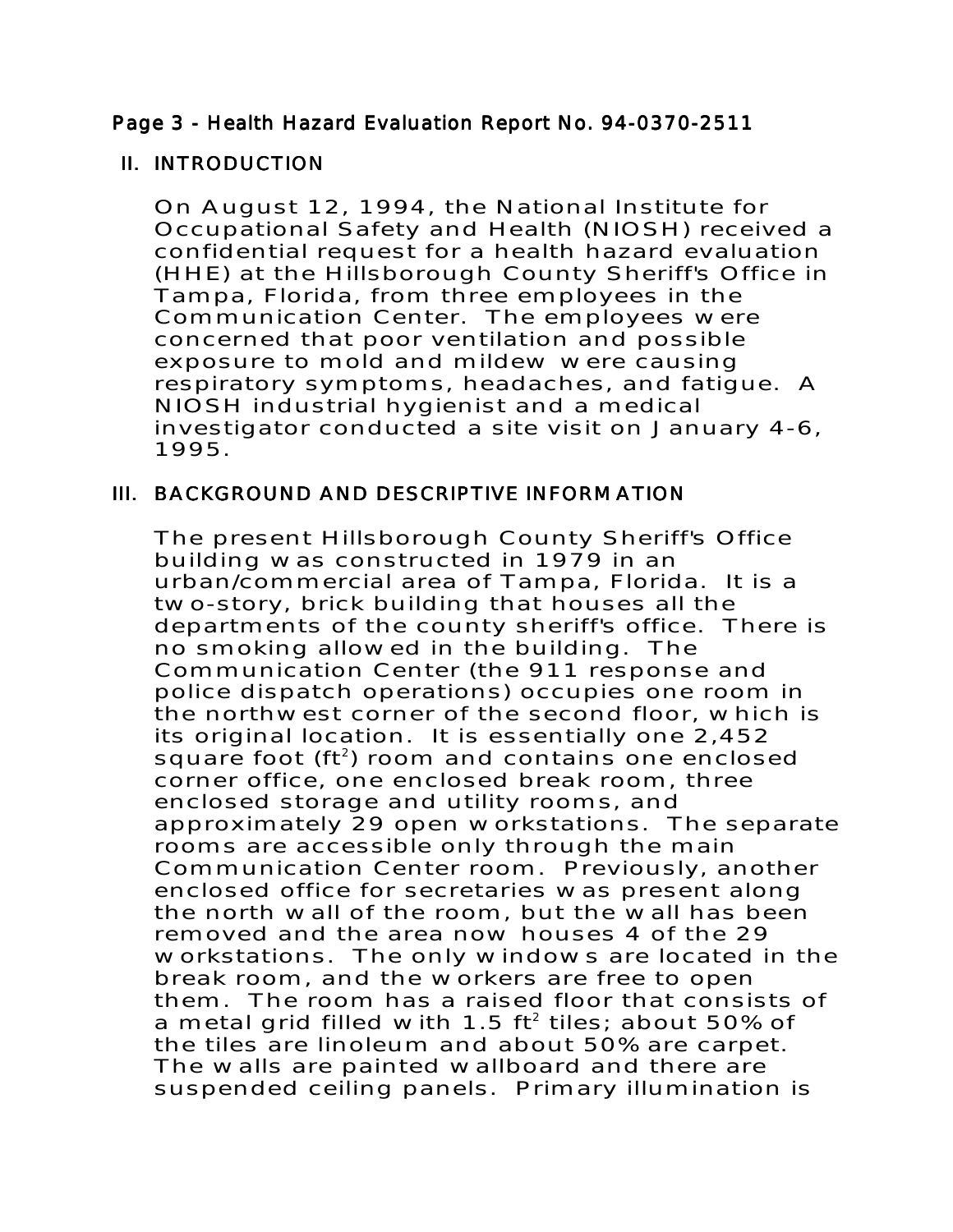## II. INTRODUCTION

On August 12, 1994, the National Institute for Occupational Safety and Health (NIOSH) received a confidential request for a health hazard evaluation (HHE) at the Hillsborough County Sheriff's Office in Tampa, Florida, from three employees in the Communication Center. The employees were concerned that poor ventilation and possible exposure to mold and mildew were causing respiratory symptoms, headaches, and fatigue. A NIOSH industrial hygienist and a medical investigator conducted a site visit on January 4-6, 1995.

## III. BACKGROUND AND DESCRIPTIVE INFORMATION

The present Hillsborough County Sheriff's Office building was constructed in 1979 in an urban/commercial area of Tampa, Florida. It is a two-story, brick building that houses all the departments of the county sheriff's office. There is no smoking allowed in the building. The Communication Center (the 911 response and police dispatch operations) occupies one room in the northwest corner of the second floor, which is its original location. It is essentially one 2,452 square foot ($ft^2$) room and contains one enclosed corner office, one enclosed break room, three enclosed storage and utility rooms, and approximately 29 open workstations. The separate rooms are accessible only through the main Communication Center room. Previously, another enclosed office for secretaries was present along the north wall of the room, but the wall has been removed and the area now houses 4 of the 29 workstations. The only windows are located in the break room, and the workers are free to open them. The room has a raised floor that consists of a metal grid filled with 1.5 $ft^2$ tiles; about 50% of the tiles are linoleum and about 50% are carpet. The walls are painted wallboard and there are suspended ceiling panels. Primary illumination is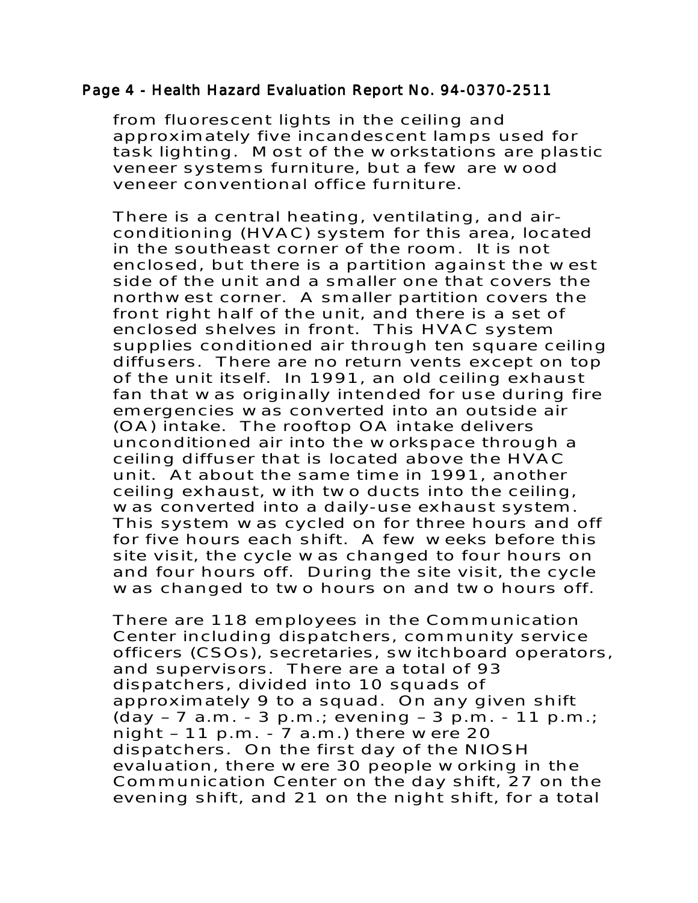from fluorescent lights in the ceiling and approximately five incandescent lamps used for task lighting. Most of the workstations are plastic veneer systems furniture, but a few are wood veneer conventional office furniture.

There is a central heating, ventilating, and air-conditioning (HVAC) system for this area, located in the southeast corner of the room. It is not enclosed, but there is a partition against the west side of the unit and a smaller one that covers the northwest corner. A smaller partition covers the front right half of the unit, and there is a set of enclosed shelves in front. This HVAC system supplies conditioned air through ten square ceiling diffusers. There are no return vents except on top of the unit itself. In 1991, an old ceiling exhaust fan that was originally intended for use during fire emergencies was converted into an outside air (OA) intake. The rooftop OA intake delivers unconditioned air into the workspace through a ceiling diffuser that is located above the HVAC unit. At about the same time in 1991, another ceiling exhaust, with two ducts into the ceiling, was converted into a daily-use exhaust system. This system was cycled on for three hours and off for five hours each shift. A few weeks before this site visit, the cycle was changed to four hours on and four hours off. During the site visit, the cycle was changed to two hours on and two hours off.

There are 118 employees in the Communication Center including dispatchers, community service officers (CSOs), secretaries, switchboard operators, and supervisors. There are a total of 93 dispatchers, divided into 10 squads of approximately 9 to a squad. On any given shift (day – 7 a.m. - 3 p.m.; evening – 3 p.m. - 11 p.m.; night – 11 p.m. - 7 a.m.) there were 20 dispatchers. On the first day of the NIOSH evaluation, there were 30 people working in the Communication Center on the day shift, 27 on the evening shift, and 21 on the night shift, for a total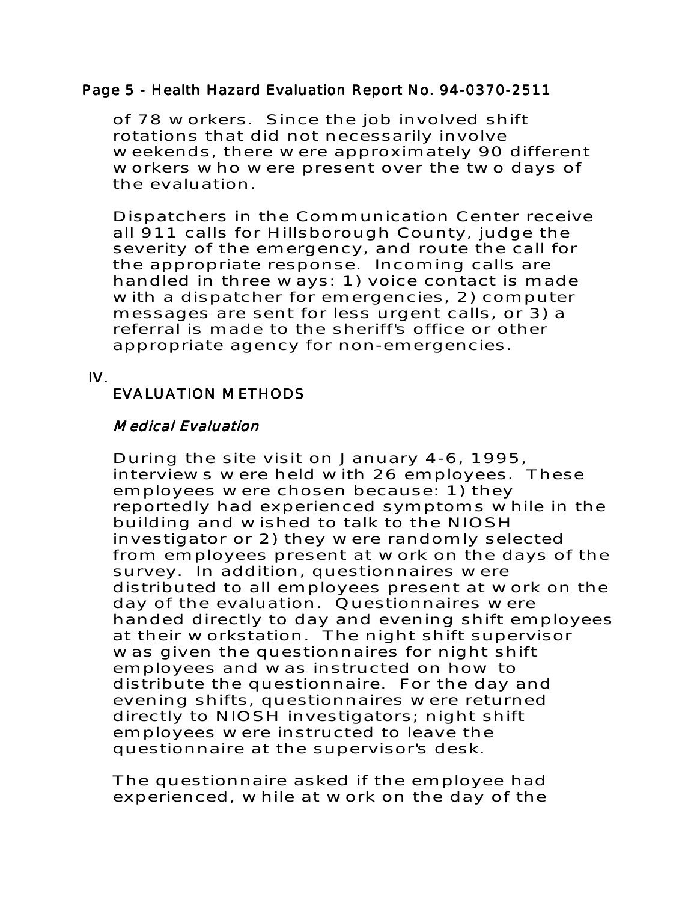of 78 workers. Since the job involved shift rotations that did not necessarily involve weekends, there were approximately 90 different workers who were present over the two days of the evaluation.

Dispatchers in the Communication Center receive all 911 calls for Hillsborough County, judge the severity of the emergency, and route the call for the appropriate response. Incoming calls are handled in three ways: 1) voice contact is made with a dispatcher for emergencies, 2) computer messages are sent for less urgent calls, or 3) a referral is made to the sheriff's office or other appropriate agency for non-emergencies.

## IV. EVALUATION METHODS

### *Medical Evaluation*

During the site visit on January 4-6, 1995, interviews were held with 26 employees. These employees were chosen because: 1) they reportedly had experienced symptoms while in the building and wished to talk to the NIOSH investigator or 2) they were randomly selected from employees present at work on the days of the survey. In addition, questionnaires were distributed to all employees present at work on the day of the evaluation. Questionnaires were handed directly to day and evening shift employees at their workstation. The night shift supervisor was given the questionnaires for night shift employees and was instructed on how to distribute the questionnaire. For the day and evening shifts, questionnaires were returned directly to NIOSH investigators; night shift employees were instructed to leave the questionnaire at the supervisor's desk.

The questionnaire asked if the employee had experienced, while at work on the day of the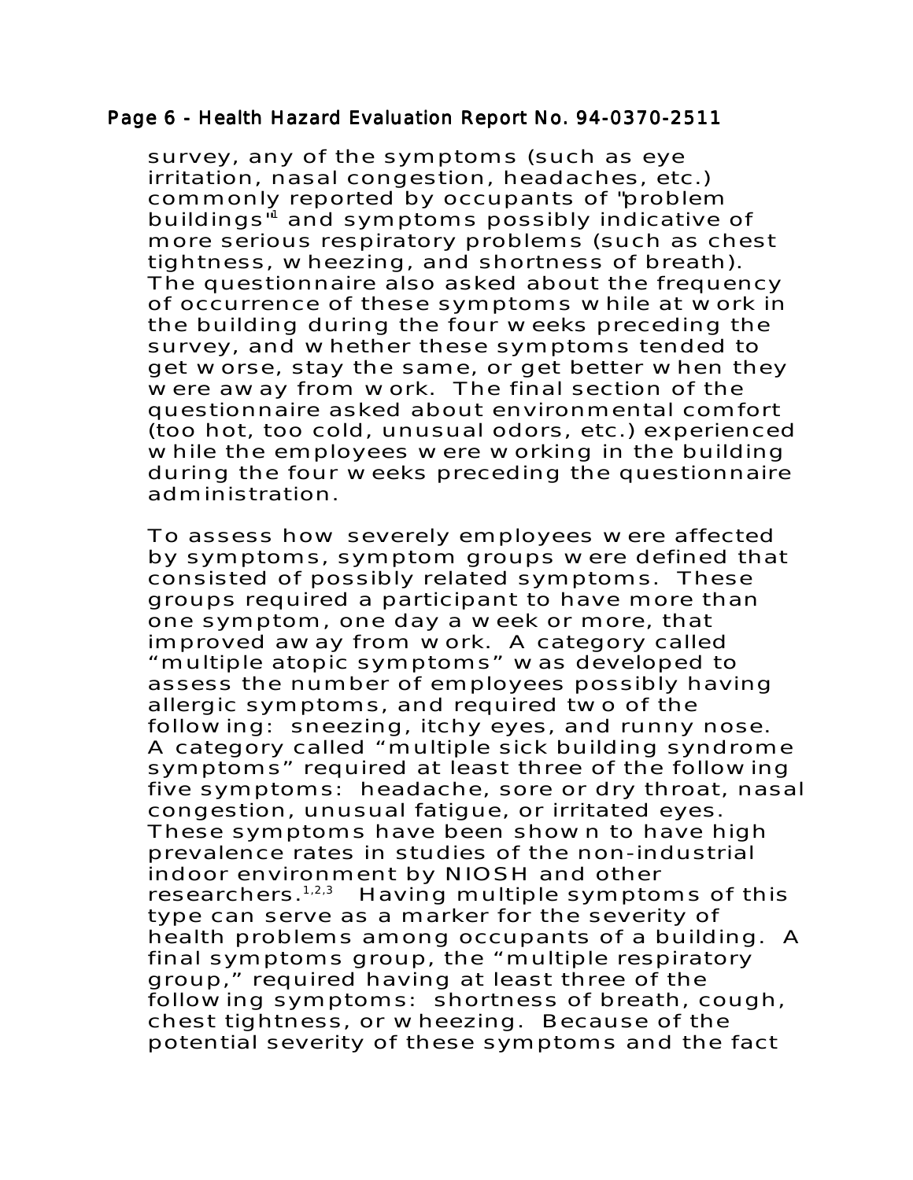survey, any of the symptoms (such as eye irritation, nasal congestion, headaches, etc.) commonly reported by occupants of "problem buildings"[1] and symptoms possibly indicative of more serious respiratory problems (such as chest tightness, wheezing, and shortness of breath). The questionnaire also asked about the frequency of occurrence of these symptoms while at work in the building during the four weeks preceding the survey, and whether these symptoms tended to get worse, stay the same, or get better when they were away from work. The final section of the questionnaire asked about environmental comfort (too hot, too cold, unusual odors, etc.) experienced while the employees were working in the building during the four weeks preceding the questionnaire administration.

To assess how severely employees were affected by symptoms, symptom groups were defined that consisted of possibly related symptoms. These groups required a participant to have more than one symptom, one day a week or more, that improved away from work. A category called "multiple atopic symptoms" was developed to assess the number of employees possibly having allergic symptoms, and required two of the following: sneezing, itchy eyes, and runny nose. A category called "multiple sick building syndrome symptoms" required at least three of the following five symptoms: headache, sore or dry throat, nasal congestion, unusual fatigue, or irritated eyes. These symptoms have been shown to have high prevalence rates in studies of the non-industrial indoor environment by NIOSH and other researchers.[1,2,3] Having multiple symptoms of this type can serve as a marker for the severity of health problems among occupants of a building. A final symptoms group, the "multiple respiratory group," required having at least three of the following symptoms: shortness of breath, cough, chest tightness, or wheezing. Because of the potential severity of these symptoms and the fact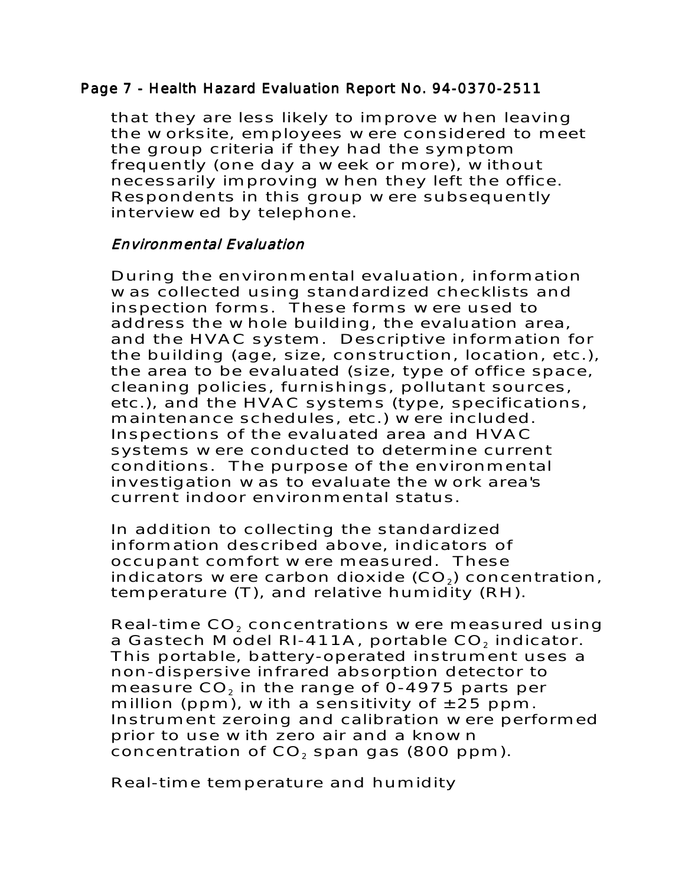that they are less likely to improve when leaving the worksite, employees were considered to meet the group criteria if they had the symptom frequently (one day a week or more), without necessarily improving when they left the office. Respondents in this group were subsequently interviewed by telephone.

### *Environmental Evaluation*

During the environmental evaluation, information was collected using standardized checklists and inspection forms. These forms were used to address the whole building, the evaluation area, and the HVAC system. Descriptive information for the building (age, size, construction, location, etc.), the area to be evaluated (size, type of office space, cleaning policies, furnishings, pollutant sources, etc.), and the HVAC systems (type, specifications, maintenance schedules, etc.) were included. Inspections of the evaluated area and HVAC systems were conducted to determine current conditions. The purpose of the environmental investigation was to evaluate the work area's current indoor environmental status.

In addition to collecting the standardized information described above, indicators of occupant comfort were measured. These indicators were carbon dioxide ($CO_2$) concentration, temperature (T), and relative humidity (RH).

Real-time $CO_2$ concentrations were measured using a Gastech Model RI-411A, portable $CO_2$ indicator. This portable, battery-operated instrument uses a non-dispersive infrared absorption detector to measure $CO_2$ in the range of 0-4975 parts per million (ppm), with a sensitivity of $\pm$25 ppm. Instrument zeroing and calibration were performed prior to use with zero air and a known concentration of $CO_2$ span gas (800 ppm).

Real-time temperature and humidity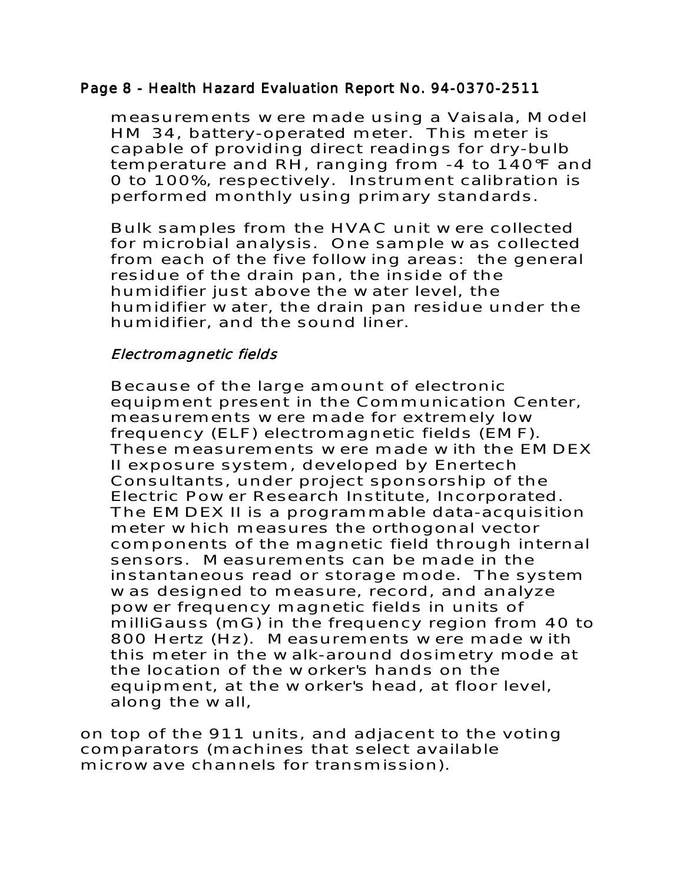measurements were made using a Vaisala, Model HM 34, battery-operated meter. This meter is capable of providing direct readings for dry-bulb temperature and RH, ranging from -4 to 140°F and 0 to 100%, respectively. Instrument calibration is performed monthly using primary standards.

Bulk samples from the HVAC unit were collected for microbial analysis. One sample was collected from each of the five following areas: the general residue of the drain pan, the inside of the humidifier just above the water level, the humidifier water, the drain pan residue under the humidifier, and the sound liner.

*Electromagnetic fields*

Because of the large amount of electronic equipment present in the Communication Center, measurements were made for extremely low frequency (ELF) electromagnetic fields (EMF). These measurements were made with the EMDEX II exposure system, developed by Enertech Consultants, under project sponsorship of the Electric Power Research Institute, Incorporated. The EMDEX II is a programmable data-acquisition meter which measures the orthogonal vector components of the magnetic field through internal sensors. Measurements can be made in the instantaneous read or storage mode. The system was designed to measure, record, and analyze power frequency magnetic fields in units of milliGauss (mG) in the frequency region from 40 to 800 Hertz (Hz). Measurements were made with this meter in the walk-around dosimetry mode at the location of the worker's hands on the equipment, at the worker's head, at floor level, along the wall, on top of the 911 units, and adjacent to the voting comparators (machines that select available microwave channels for transmission).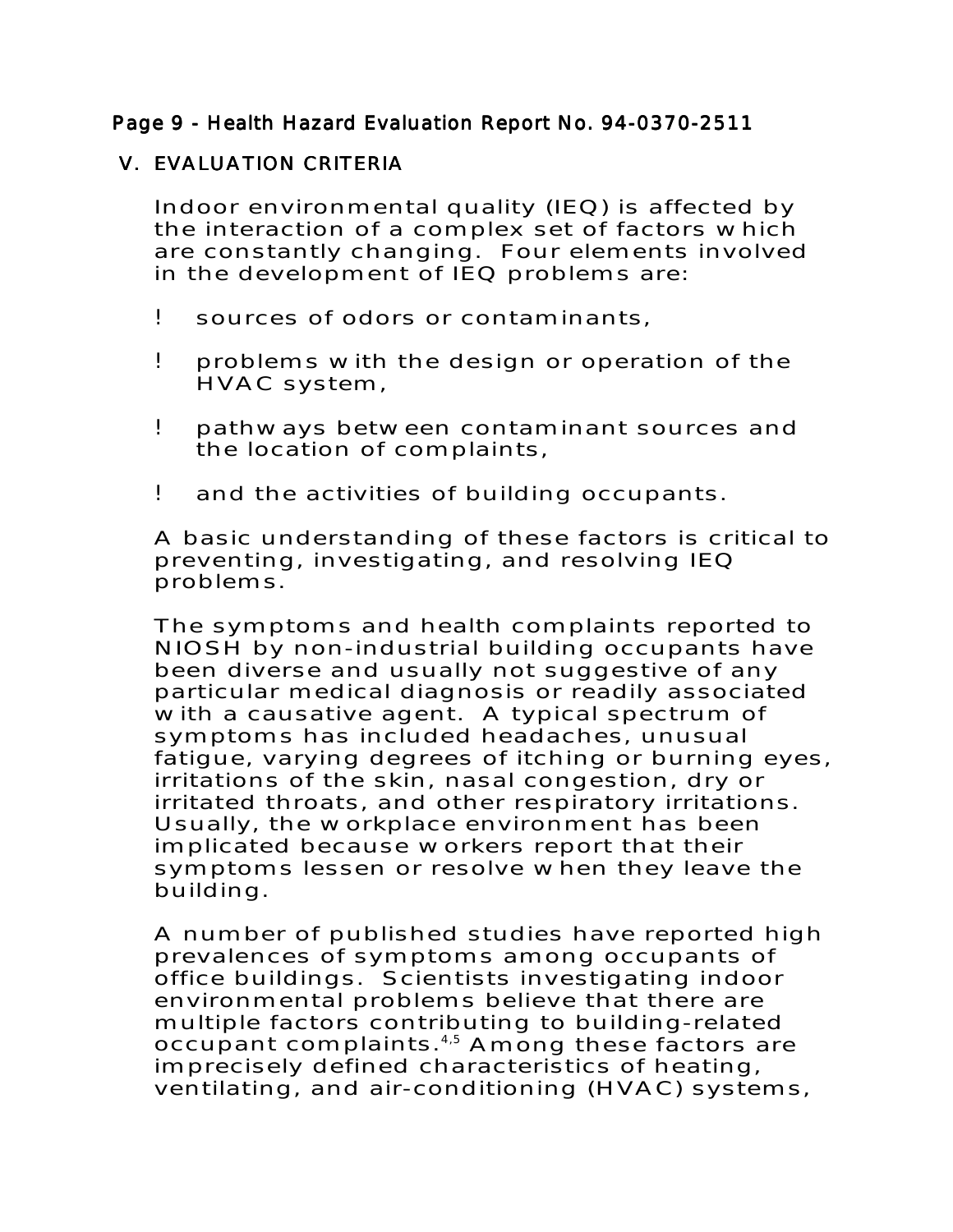## V. EVALUATION CRITERIA

Indoor environmental quality (IEQ) is affected by the interaction of a complex set of factors which are constantly changing. Four elements involved in the development of IEQ problems are:

- sources of odors or contaminants,
- problems with the design or operation of the HVAC system,
- pathways between contaminant sources and the location of complaints,
- and the activities of building occupants.

A basic understanding of these factors is critical to preventing, investigating, and resolving IEQ problems.

The symptoms and health complaints reported to NIOSH by non-industrial building occupants have been diverse and usually not suggestive of any particular medical diagnosis or readily associated with a causative agent. A typical spectrum of symptoms has included headaches, unusual fatigue, varying degrees of itching or burning eyes, irritations of the skin, nasal congestion, dry or irritated throats, and other respiratory irritations. Usually, the workplace environment has been implicated because workers report that their symptoms lessen or resolve when they leave the building.

A number of published studies have reported high prevalences of symptoms among occupants of office buildings. Scientists investigating indoor environmental problems believe that there are multiple factors contributing to building-related occupant complaints.[4,5] Among these factors are imprecisely defined characteristics of heating, ventilating, and air-conditioning (HVAC) systems,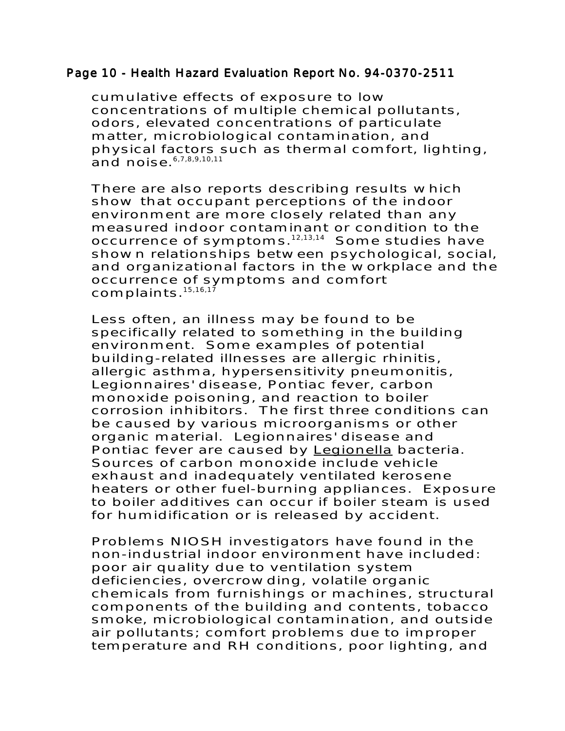cumulative effects of exposure to low concentrations of multiple chemical pollutants, odors, elevated concentrations of particulate matter, microbiological contamination, and physical factors such as thermal comfort, lighting, and noise.[6,7,8,9,10,11]

There are also reports describing results which show that occupant perceptions of the indoor environment are more closely related than any measured indoor contaminant or condition to the occurrence of symptoms.[12,13,14] Some studies have shown relationships between psychological, social, and organizational factors in the workplace and the occurrence of symptoms and comfort complaints.[15,16,17]

Less often, an illness may be found to be specifically related to something in the building environment. Some examples of potential building-related illnesses are allergic rhinitis, allergic asthma, hypersensitivity pneumonitis, Legionnaires' disease, Pontiac fever, carbon monoxide poisoning, and reaction to boiler corrosion inhibitors. The first three conditions can be caused by various microorganisms or other organic material. Legionnaires' disease and Pontiac fever are caused by Legionella bacteria. Sources of carbon monoxide include vehicle exhaust and inadequately ventilated kerosene heaters or other fuel-burning appliances. Exposure to boiler additives can occur if boiler steam is used for humidification or is released by accident.

Problems NIOSH investigators have found in the non-industrial indoor environment have included: poor air quality due to ventilation system deficiencies, overcrowding, volatile organic chemicals from furnishings or machines, structural components of the building and contents, tobacco smoke, microbiological contamination, and outside air pollutants; comfort problems due to improper temperature and RH conditions, poor lighting, and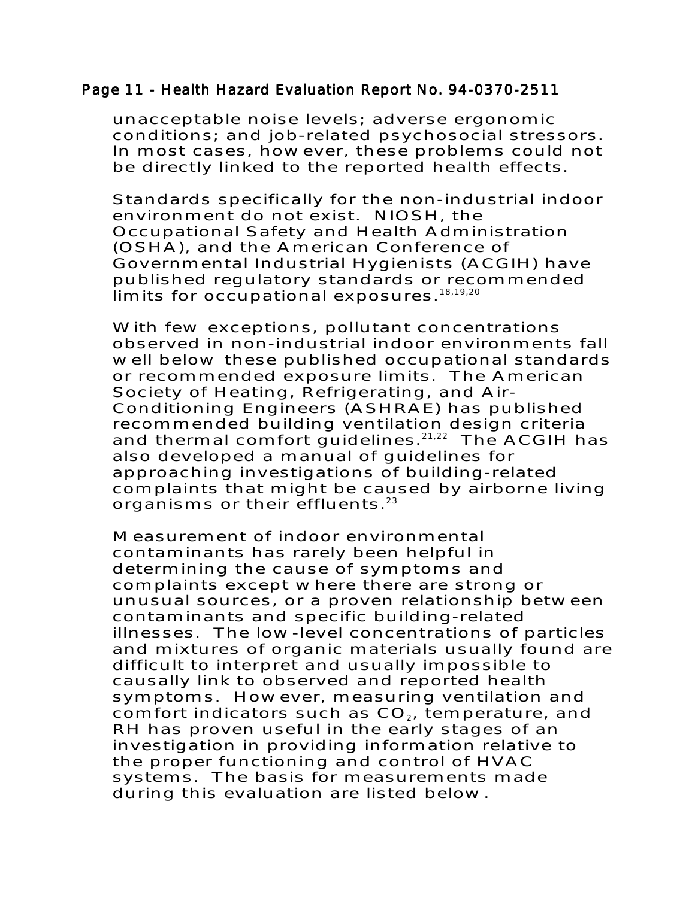unacceptable noise levels; adverse ergonomic conditions; and job-related psychosocial stressors. In most cases, however, these problems could not be directly linked to the reported health effects.

Standards specifically for the non-industrial indoor environment do not exist. NIOSH, the Occupational Safety and Health Administration (OSHA), and the American Conference of Governmental Industrial Hygienists (ACGIH) have published regulatory standards or recommended limits for occupational exposures.[18,19,20]

With few exceptions, pollutant concentrations observed in non-industrial indoor environments fall well below these published occupational standards or recommended exposure limits. The American Society of Heating, Refrigerating, and Air-Conditioning Engineers (ASHRAE) has published recommended building ventilation design criteria and thermal comfort guidelines.[21,22] The ACGIH has also developed a manual of guidelines for approaching investigations of building-related complaints that might be caused by airborne living organisms or their effluents.[23]

Measurement of indoor environmental contaminants has rarely been helpful in determining the cause of symptoms and complaints except where there are strong or unusual sources, or a proven relationship between contaminants and specific building-related illnesses. The low-level concentrations of particles and mixtures of organic materials usually found are difficult to interpret and usually impossible to causally link to observed and reported health symptoms. However, measuring ventilation and comfort indicators such as $CO_2$, temperature, and RH has proven useful in the early stages of an investigation in providing information relative to the proper functioning and control of HVAC systems. The basis for measurements made during this evaluation are listed below.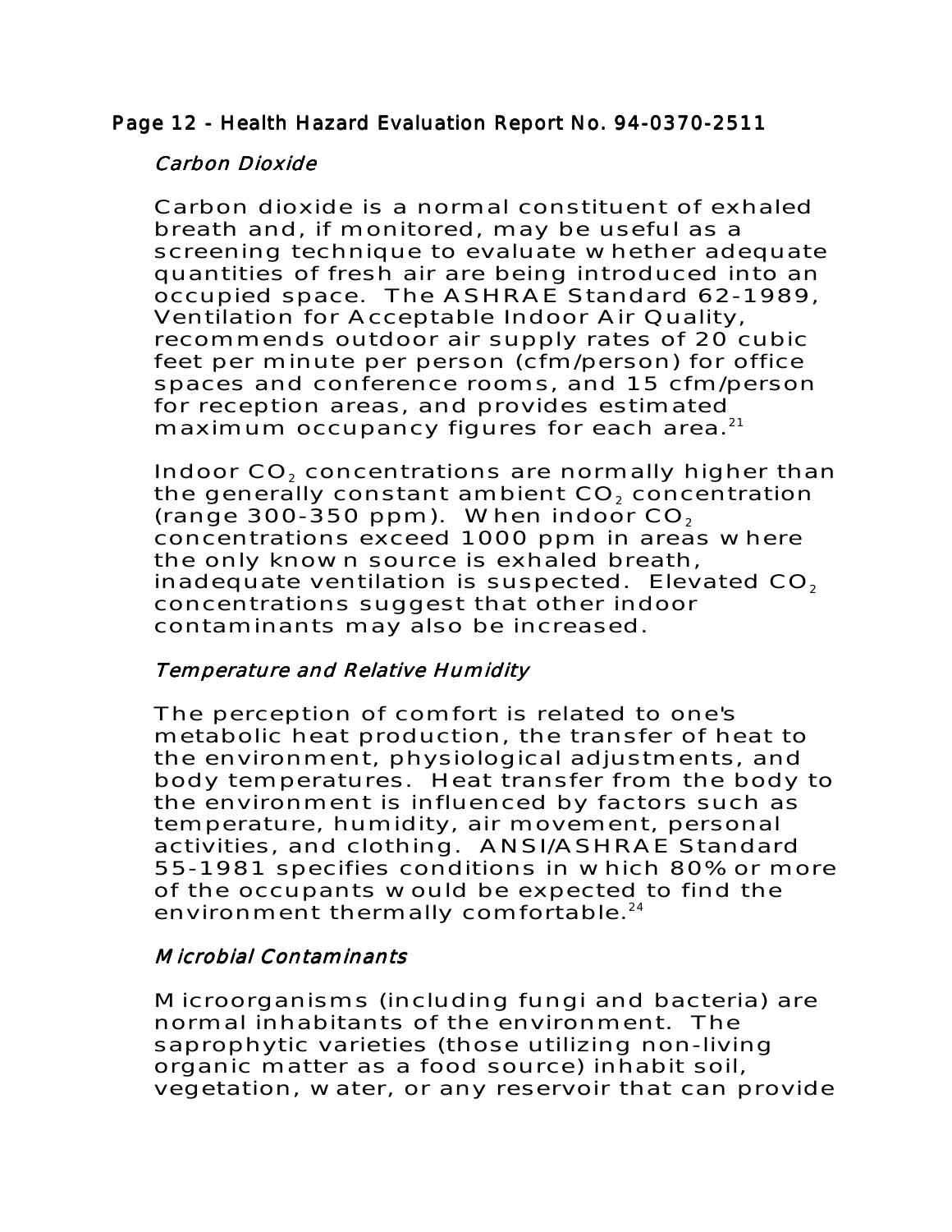*Carbon Dioxide*

Carbon dioxide is a normal constituent of exhaled breath and, if monitored, may be useful as a screening technique to evaluate whether adequate quantities of fresh air are being introduced into an occupied space. The ASHRAE Standard 62-1989, Ventilation for Acceptable Indoor Air Quality, recommends outdoor air supply rates of 20 cubic feet per minute per person (cfm/person) for office spaces and conference rooms, and 15 cfm/person for reception areas, and provides estimated maximum occupancy figures for each area.[21]

Indoor $CO_2$ concentrations are normally higher than the generally constant ambient $CO_2$ concentration (range 300-350 ppm). When indoor $CO_2$ concentrations exceed 1000 ppm in areas where the only known source is exhaled breath, inadequate ventilation is suspected. Elevated $CO_2$ concentrations suggest that other indoor contaminants may also be increased.

*Temperature and Relative Humidity*

The perception of comfort is related to one's metabolic heat production, the transfer of heat to the environment, physiological adjustments, and body temperatures. Heat transfer from the body to the environment is influenced by factors such as temperature, humidity, air movement, personal activities, and clothing. ANSI/ASHRAE Standard 55-1981 specifies conditions in which 80% or more of the occupants would be expected to find the environment thermally comfortable.[24]

*Microbial Contaminants*

Microorganisms (including fungi and bacteria) are normal inhabitants of the environment. The saprophytic varieties (those utilizing non-living organic matter as a food source) inhabit soil, vegetation, water, or any reservoir that can provide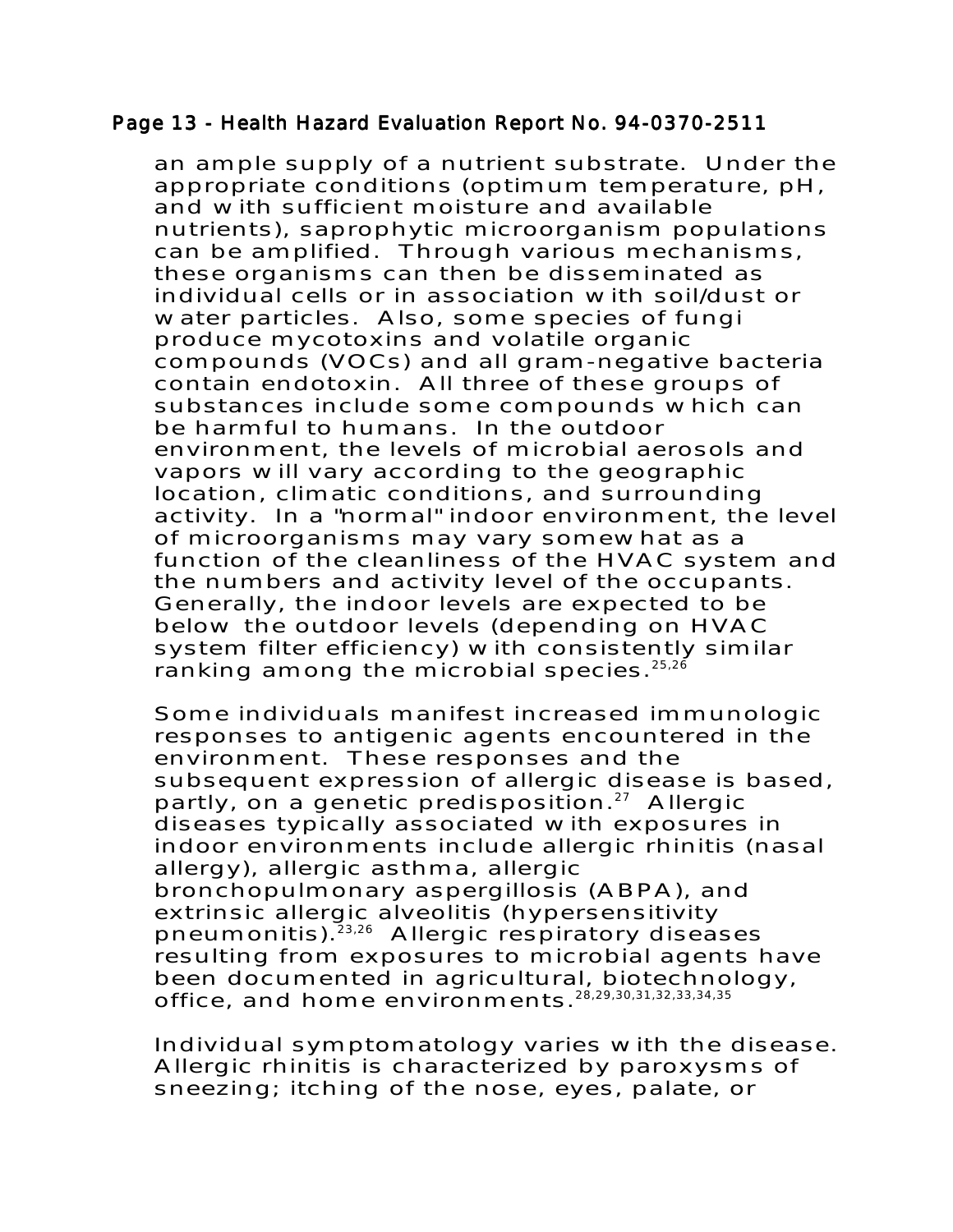an ample supply of a nutrient substrate. Under the appropriate conditions (optimum temperature, pH, and with sufficient moisture and available nutrients), saprophytic microorganism populations can be amplified. Through various mechanisms, these organisms can then be disseminated as individual cells or in association with soil/dust or water particles. Also, some species of fungi produce mycotoxins and volatile organic compounds (VOCs) and all gram-negative bacteria contain endotoxin. All three of these groups of substances include some compounds which can be harmful to humans. In the outdoor environment, the levels of microbial aerosols and vapors will vary according to the geographic location, climatic conditions, and surrounding activity. In a "normal" indoor environment, the level of microorganisms may vary somewhat as a function of the cleanliness of the HVAC system and the numbers and activity level of the occupants. Generally, the indoor levels are expected to be below the outdoor levels (depending on HVAC system filter efficiency) with consistently similar ranking among the microbial species.[25,26]

Some individuals manifest increased immunologic responses to antigenic agents encountered in the environment. These responses and the subsequent expression of allergic disease is based, partly, on a genetic predisposition.[27] Allergic diseases typically associated with exposures in indoor environments include allergic rhinitis (nasal allergy), allergic asthma, allergic bronchopulmonary aspergillosis (ABPA), and extrinsic allergic alveolitis (hypersensitivity pneumonitis).[23,26] Allergic respiratory diseases resulting from exposures to microbial agents have been documented in agricultural, biotechnology, office, and home environments.[28,29,30,31,32,33,34,35]

Individual symptomatology varies with the disease. Allergic rhinitis is characterized by paroxysms of sneezing; itching of the nose, eyes, palate, or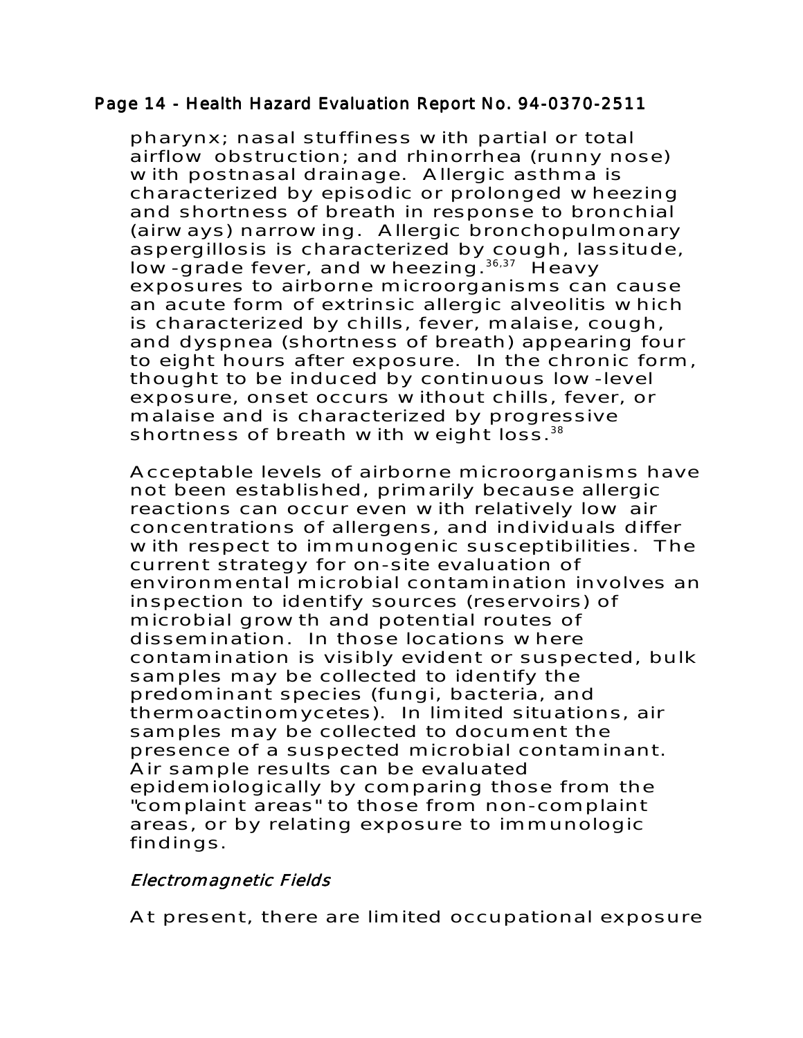pharynx; nasal stuffiness with partial or total airflow obstruction; and rhinorrhea (runny nose) with postnasal drainage. Allergic asthma is characterized by episodic or prolonged wheezing and shortness of breath in response to bronchial (airways) narrowing. Allergic bronchopulmonary aspergillosis is characterized by cough, lassitude, low-grade fever, and wheezing.[36,37] Heavy exposures to airborne microorganisms can cause an acute form of extrinsic allergic alveolitis which is characterized by chills, fever, malaise, cough, and dyspnea (shortness of breath) appearing four to eight hours after exposure. In the chronic form, thought to be induced by continuous low-level exposure, onset occurs without chills, fever, or malaise and is characterized by progressive shortness of breath with weight loss.[38]

Acceptable levels of airborne microorganisms have not been established, primarily because allergic reactions can occur even with relatively low air concentrations of allergens, and individuals differ with respect to immunogenic susceptibilities. The current strategy for on-site evaluation of environmental microbial contamination involves an inspection to identify sources (reservoirs) of microbial growth and potential routes of dissemination. In those locations where contamination is visibly evident or suspected, bulk samples may be collected to identify the predominant species (fungi, bacteria, and thermoactinomycetes). In limited situations, air samples may be collected to document the presence of a suspected microbial contaminant. Air sample results can be evaluated epidemiologically by comparing those from the "complaint areas" to those from non-complaint areas, or by relating exposure to immunologic findings.

*Electromagnetic Fields*

At present, there are limited occupational exposure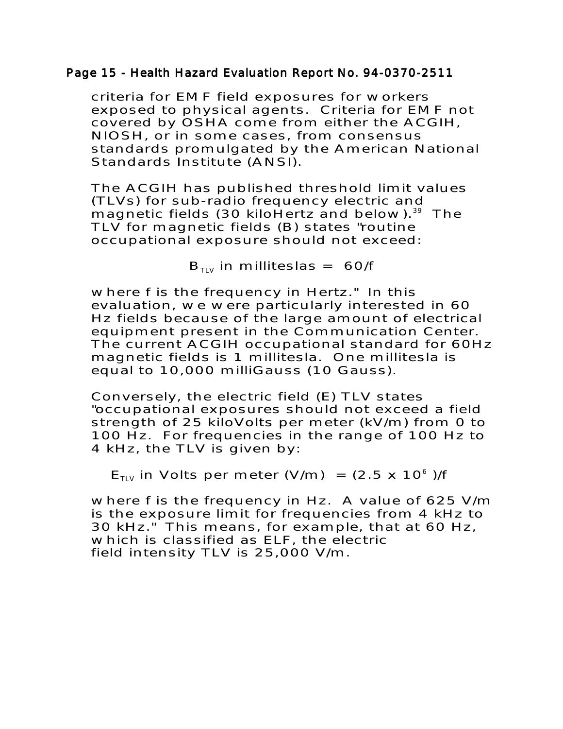criteria for EMF field exposures for workers exposed to physical agents. Criteria for EMF not covered by OSHA come from either the ACGIH, NIOSH, or in some cases, from consensus standards promulgated by the American National Standards Institute (ANSI).

The ACGIH has published threshold limit values (TLVs) for sub-radio frequency electric and magnetic fields (30 kiloHertz and below).[39] The TLV for magnetic fields (B) states "routine occupational exposure should not exceed:

$$B_{TLV} \text{ in milliteslas} = 60/f$$

where f is the frequency in Hertz." In this evaluation, we were particularly interested in 60 Hz fields because of the large amount of electrical equipment present in the Communication Center. The current ACGIH occupational standard for 60Hz magnetic fields is 1 millitesla. One millitesla is equal to 10,000 milliGauss (10 Gauss).

Conversely, the electric field (E) TLV states "occupational exposures should not exceed a field strength of 25 kiloVolts per meter (kV/m) from 0 to 100 Hz. For frequencies in the range of 100 Hz to 4 kHz, the TLV is given by:

$$E_{TLV} \text{ in Volts per meter (V/m)} = (2.5 \times 10^{6})/f$$

where f is the frequency in Hz. A value of 625 V/m is the exposure limit for frequencies from 4 kHz to 30 kHz." This means, for example, that at 60 Hz, which is classified as ELF, the electric field intensity TLV is 25,000 V/m.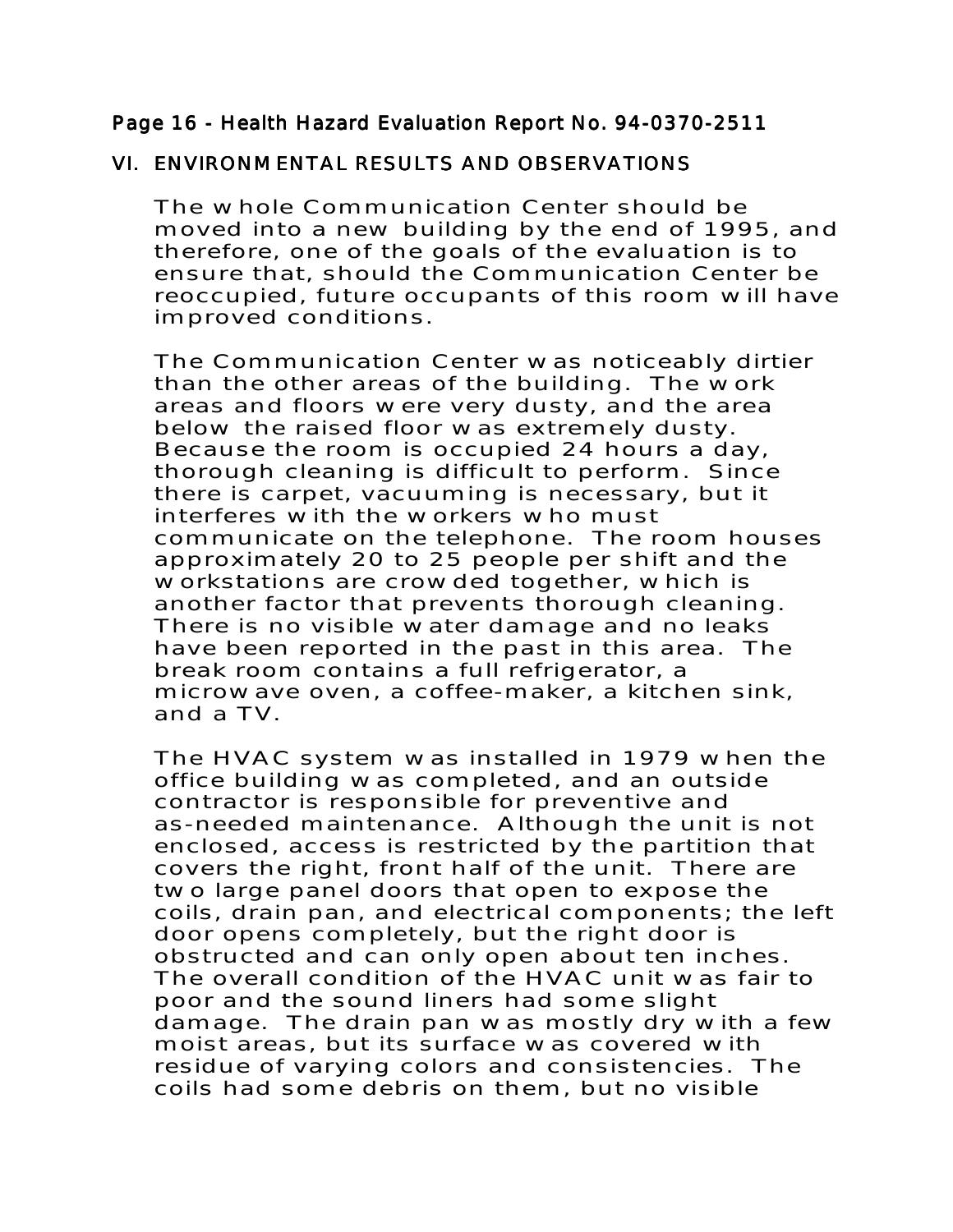## VI. ENVIRONMENTAL RESULTS AND OBSERVATIONS

The whole Communication Center should be moved into a new building by the end of 1995, and therefore, one of the goals of the evaluation is to ensure that, should the Communication Center be reoccupied, future occupants of this room will have improved conditions.

The Communication Center was noticeably dirtier than the other areas of the building. The work areas and floors were very dusty, and the area below the raised floor was extremely dusty. Because the room is occupied 24 hours a day, thorough cleaning is difficult to perform. Since there is carpet, vacuuming is necessary, but it interferes with the workers who must communicate on the telephone. The room houses approximately 20 to 25 people per shift and the workstations are crowded together, which is another factor that prevents thorough cleaning. There is no visible water damage and no leaks have been reported in the past in this area. The break room contains a full refrigerator, a microwave oven, a coffee-maker, a kitchen sink, and a TV.

The HVAC system was installed in 1979 when the office building was completed, and an outside contractor is responsible for preventive and as-needed maintenance. Although the unit is not enclosed, access is restricted by the partition that covers the right, front half of the unit. There are two large panel doors that open to expose the coils, drain pan, and electrical components; the left door opens completely, but the right door is obstructed and can only open about ten inches. The overall condition of the HVAC unit was fair to poor and the sound liners had some slight damage. The drain pan was mostly dry with a few moist areas, but its surface was covered with residue of varying colors and consistencies. The coils had some debris on them, but no visible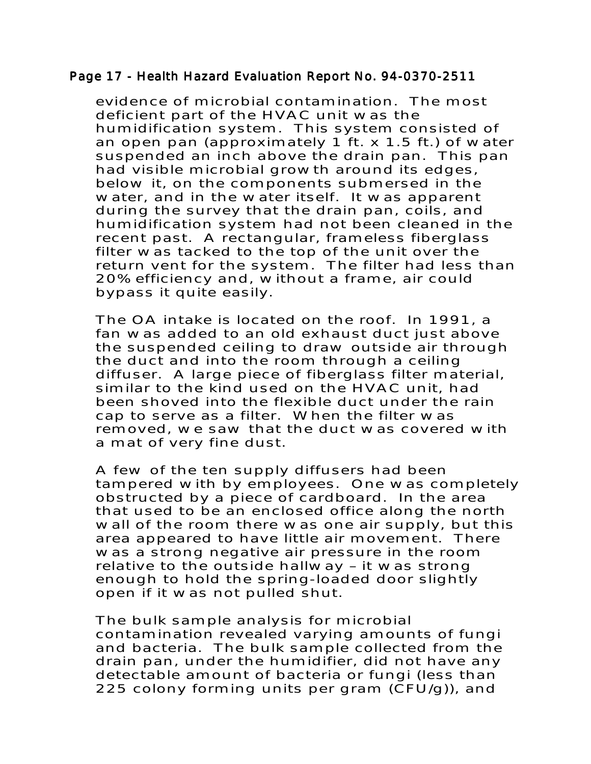evidence of microbial contamination. The most deficient part of the HVAC unit was the humidification system. This system consisted of an open pan (approximately 1 ft. x 1.5 ft.) of water suspended an inch above the drain pan. This pan had visible microbial growth around its edges, below it, on the components submersed in the water, and in the water itself. It was apparent during the survey that the drain pan, coils, and humidification system had not been cleaned in the recent past. A rectangular, frameless fiberglass filter was tacked to the top of the unit over the return vent for the system. The filter had less than 20% efficiency and, without a frame, air could bypass it quite easily.

The OA intake is located on the roof. In 1991, a fan was added to an old exhaust duct just above the suspended ceiling to draw outside air through the duct and into the room through a ceiling diffuser. A large piece of fiberglass filter material, similar to the kind used on the HVAC unit, had been shoved into the flexible duct under the rain cap to serve as a filter. When the filter was removed, we saw that the duct was covered with a mat of very fine dust.

A few of the ten supply diffusers had been tampered with by employees. One was completely obstructed by a piece of cardboard. In the area that used to be an enclosed office along the north wall of the room there was one air supply, but this area appeared to have little air movement. There was a strong negative air pressure in the room relative to the outside hallway – it was strong enough to hold the spring-loaded door slightly open if it was not pulled shut.

The bulk sample analysis for microbial contamination revealed varying amounts of fungi and bacteria. The bulk sample collected from the drain pan, under the humidifier, did not have any detectable amount of bacteria or fungi (less than 225 colony forming units per gram (CFU/g)), and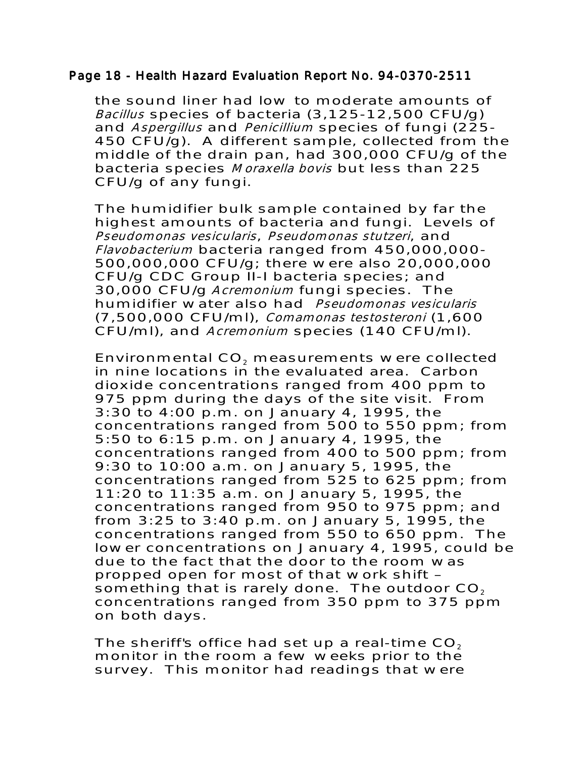the sound liner had low to moderate amounts of *Bacillus* species of bacteria (3,125-12,500 CFU/g) and *Aspergillus* and *Penicillium* species of fungi (225-450 CFU/g). A different sample, collected from the middle of the drain pan, had 300,000 CFU/g of the bacteria species *Moraxella bovis* but less than 225 CFU/g of any fungi.

The humidifier bulk sample contained by far the highest amounts of bacteria and fungi. Levels of *Pseudomonas vesicularis*, *Pseudomonas stutzeri*, and *Flavobacterium* bacteria ranged from 450,000,000-500,000,000 CFU/g; there were also 20,000,000 CFU/g CDC Group II-I bacteria species; and 30,000 CFU/g *Acremonium* fungi species. The humidifier water also had *Pseudomonas vesicularis* (7,500,000 CFU/ml), *Comamonas testosteroni* (1,600 CFU/ml), and *Acremonium* species (140 CFU/ml).

Environmental $CO_2$ measurements were collected in nine locations in the evaluated area. Carbon dioxide concentrations ranged from 400 ppm to 975 ppm during the days of the site visit. From 3:30 to 4:00 p.m. on January 4, 1995, the concentrations ranged from 500 to 550 ppm; from 5:50 to 6:15 p.m. on January 4, 1995, the concentrations ranged from 400 to 500 ppm; from 9:30 to 10:00 a.m. on January 5, 1995, the concentrations ranged from 525 to 625 ppm; from 11:20 to 11:35 a.m. on January 5, 1995, the concentrations ranged from 950 to 975 ppm; and from 3:25 to 3:40 p.m. on January 5, 1995, the concentrations ranged from 550 to 650 ppm. The lower concentrations on January 4, 1995, could be due to the fact that the door to the room was propped open for most of that work shift – something that is rarely done. The outdoor $CO_2$ concentrations ranged from 350 ppm to 375 ppm on both days.

The sheriff's office had set up a real-time $CO_2$ monitor in the room a few weeks prior to the survey. This monitor had readings that were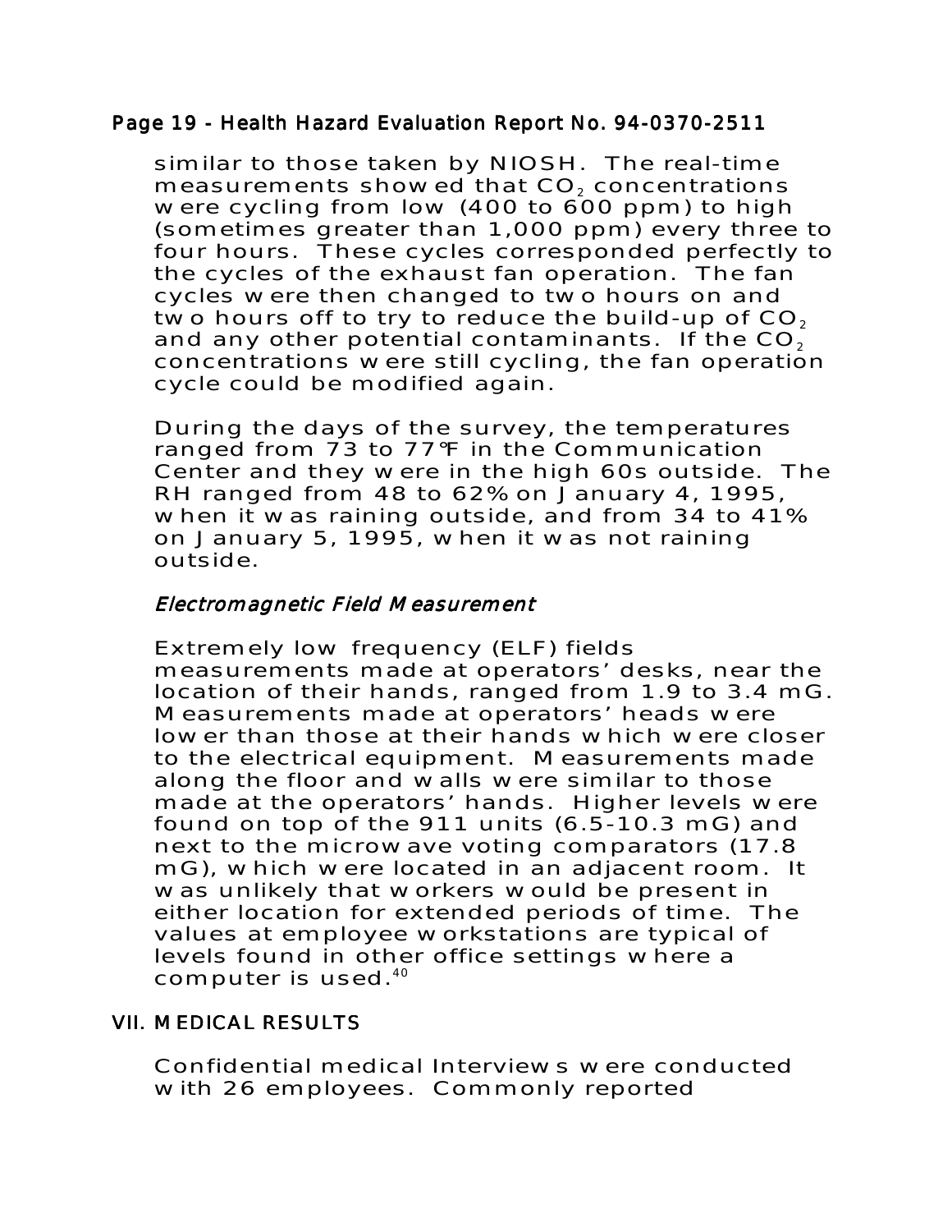similar to those taken by NIOSH. The real-time measurements showed that $CO_2$ concentrations were cycling from low (400 to 600 ppm) to high (sometimes greater than 1,000 ppm) every three to four hours. These cycles corresponded perfectly to the cycles of the exhaust fan operation. The fan cycles were then changed to two hours on and two hours off to try to reduce the build-up of $CO_2$ and any other potential contaminants. If the $CO_2$ concentrations were still cycling, the fan operation cycle could be modified again.

During the days of the survey, the temperatures ranged from 73 to 77°F in the Communication Center and they were in the high 60s outside. The RH ranged from 48 to 62% on January 4, 1995, when it was raining outside, and from 34 to 41% on January 5, 1995, when it was not raining outside.

### *Electromagnetic Field Measurement*

Extremely low frequency (ELF) fields measurements made at operators' desks, near the location of their hands, ranged from 1.9 to 3.4 mG. Measurements made at operators' heads were lower than those at their hands which were closer to the electrical equipment. Measurements made along the floor and walls were similar to those made at the operators' hands. Higher levels were found on top of the 911 units (6.5-10.3 mG) and next to the microwave voting comparators (17.8 mG), which were located in an adjacent room. It was unlikely that workers would be present in either location for extended periods of time. The values at employee workstations are typical of levels found in other office settings where a computer is used.[40]

## VII. MEDICAL RESULTS

Confidential medical Interviews were conducted with 26 employees. Commonly reported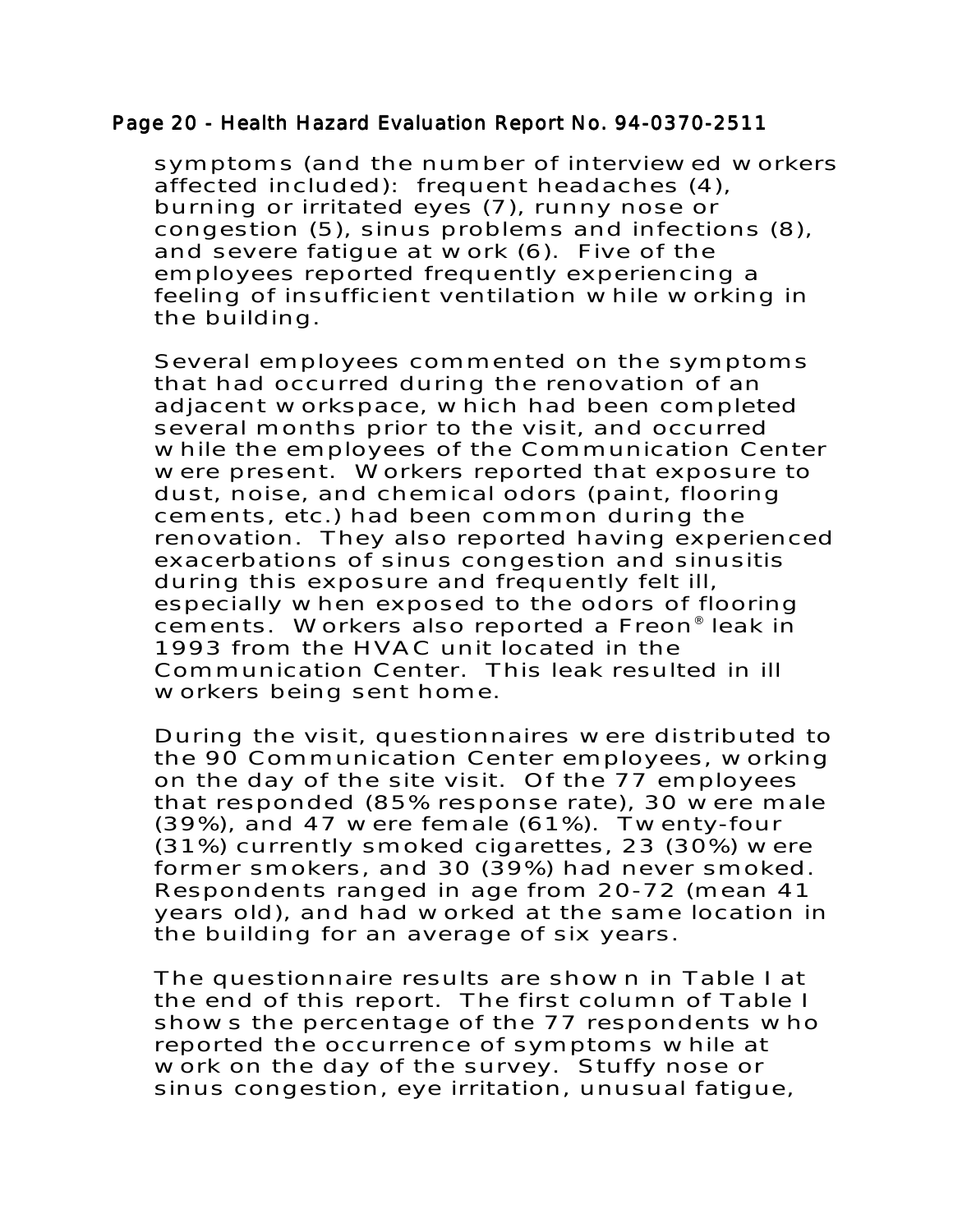symptoms (and the number of interviewed workers affected included): frequent headaches (4), burning or irritated eyes (7), runny nose or congestion (5), sinus problems and infections (8), and severe fatigue at work (6). Five of the employees reported frequently experiencing a feeling of insufficient ventilation while working in the building.

Several employees commented on the symptoms that had occurred during the renovation of an adjacent workspace, which had been completed several months prior to the visit, and occurred while the employees of the Communication Center were present. Workers reported that exposure to dust, noise, and chemical odors (paint, flooring cements, etc.) had been common during the renovation. They also reported having experienced exacerbations of sinus congestion and sinusitis during this exposure and frequently felt ill, especially when exposed to the odors of flooring cements. Workers also reported a Freon® leak in 1993 from the HVAC unit located in the Communication Center. This leak resulted in ill workers being sent home.

During the visit, questionnaires were distributed to the 90 Communication Center employees, working on the day of the site visit. Of the 77 employees that responded (85% response rate), 30 were male (39%), and 47 were female (61%). Twenty-four (31%) currently smoked cigarettes, 23 (30%) were former smokers, and 30 (39%) had never smoked. Respondents ranged in age from 20-72 (mean 41 years old), and had worked at the same location in the building for an average of six years.

The questionnaire results are shown in Table I at the end of this report. The first column of Table I shows the percentage of the 77 respondents who reported the occurrence of symptoms while at work on the day of the survey. Stuffy nose or sinus congestion, eye irritation, unusual fatigue,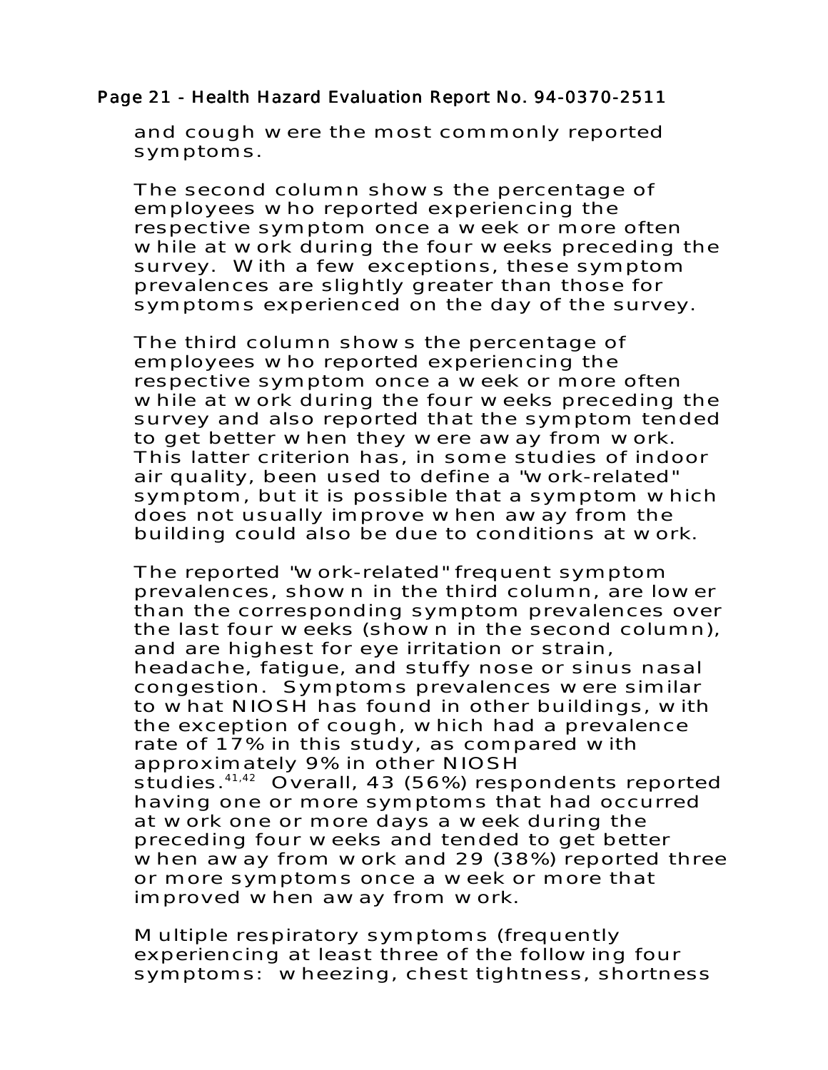and cough were the most commonly reported symptoms.

The second column shows the percentage of employees who reported experiencing the respective symptom once a week or more often while at work during the four weeks preceding the survey. With a few exceptions, these symptom prevalences are slightly greater than those for symptoms experienced on the day of the survey.

The third column shows the percentage of employees who reported experiencing the respective symptom once a week or more often while at work during the four weeks preceding the survey and also reported that the symptom tended to get better when they were away from work. This latter criterion has, in some studies of indoor air quality, been used to define a "work-related" symptom, but it is possible that a symptom which does not usually improve when away from the building could also be due to conditions at work.

The reported "work-related" frequent symptom prevalences, shown in the third column, are lower than the corresponding symptom prevalences over the last four weeks (shown in the second column), and are highest for eye irritation or strain, headache, fatigue, and stuffy nose or sinus nasal congestion. Symptoms prevalences were similar to what NIOSH has found in other buildings, with the exception of cough, which had a prevalence rate of 17% in this study, as compared with approximately 9% in other NIOSH studies.[41,42] Overall, 43 (56%) respondents reported having one or more symptoms that had occurred at work one or more days a week during the preceding four weeks and tended to get better when away from work and 29 (38%) reported three or more symptoms once a week or more that improved when away from work.

Multiple respiratory symptoms (frequently experiencing at least three of the following four symptoms: wheezing, chest tightness, shortness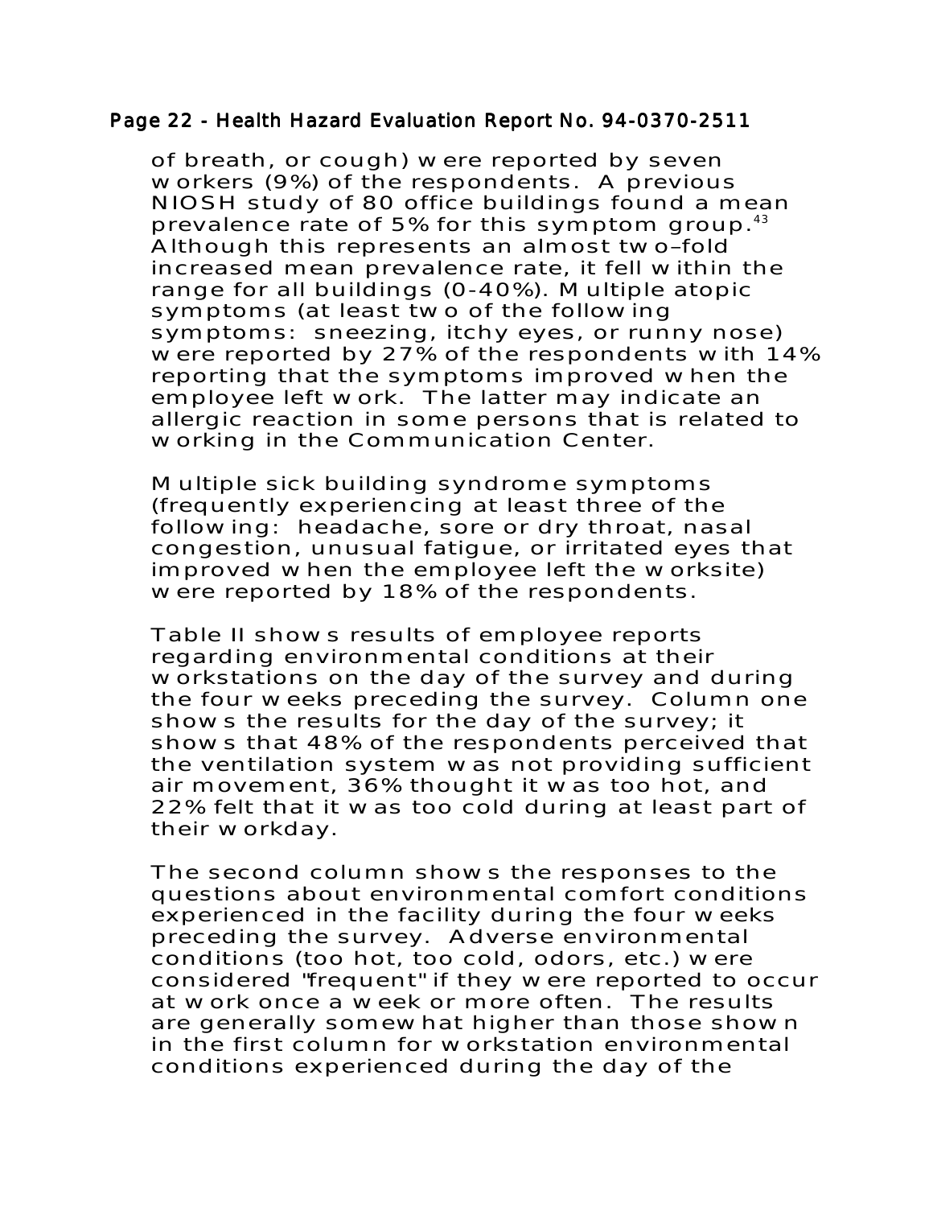of breath, or cough) were reported by seven workers (9%) of the respondents. A previous NIOSH study of 80 office buildings found a mean prevalence rate of 5% for this symptom group.[43] Although this represents an almost two–fold increased mean prevalence rate, it fell within the range for all buildings (0-40%). Multiple atopic symptoms (at least two of the following symptoms: sneezing, itchy eyes, or runny nose) were reported by 27% of the respondents with 14% reporting that the symptoms improved when the employee left work. The latter may indicate an allergic reaction in some persons that is related to working in the Communication Center.

Multiple sick building syndrome symptoms (frequently experiencing at least three of the following: headache, sore or dry throat, nasal congestion, unusual fatigue, or irritated eyes that improved when the employee left the worksite) were reported by 18% of the respondents.

Table II shows results of employee reports regarding environmental conditions at their workstations on the day of the survey and during the four weeks preceding the survey. Column one shows the results for the day of the survey; it shows that 48% of the respondents perceived that the ventilation system was not providing sufficient air movement, 36% thought it was too hot, and 22% felt that it was too cold during at least part of their workday.

The second column shows the responses to the questions about environmental comfort conditions experienced in the facility during the four weeks preceding the survey. Adverse environmental conditions (too hot, too cold, odors, etc.) were considered "frequent" if they were reported to occur at work once a week or more often. The results are generally somewhat higher than those shown in the first column for workstation environmental conditions experienced during the day of the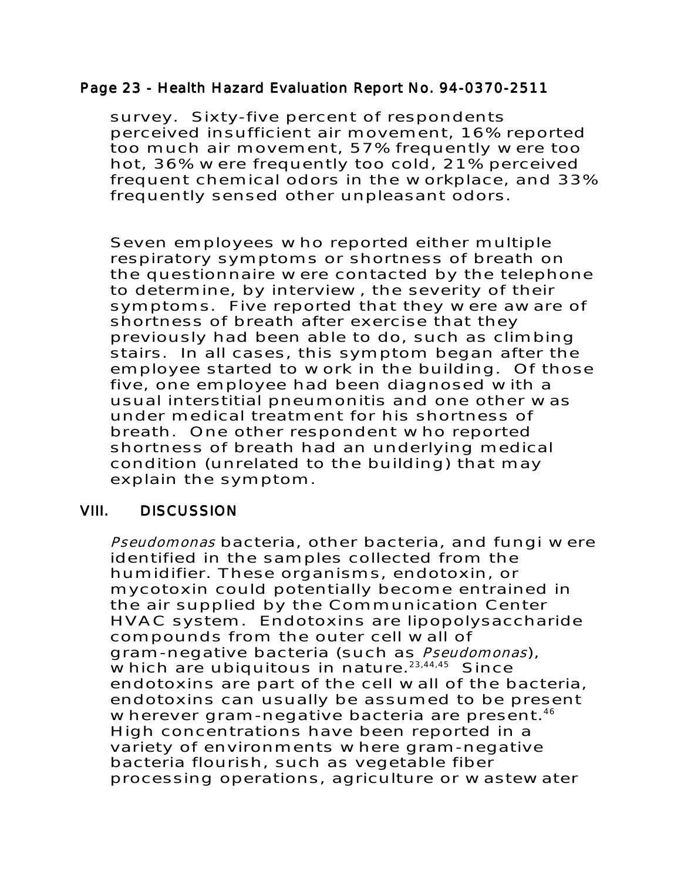survey. Sixty-five percent of respondents perceived insufficient air movement, 16% reported too much air movement, 57% frequently were too hot, 36% were frequently too cold, 21% perceived frequent chemical odors in the workplace, and 33% frequently sensed other unpleasant odors.

Seven employees who reported either multiple respiratory symptoms or shortness of breath on the questionnaire were contacted by the telephone to determine, by interview, the severity of their symptoms. Five reported that they were aware of shortness of breath after exercise that they previously had been able to do, such as climbing stairs. In all cases, this symptom began after the employee started to work in the building. Of those five, one employee had been diagnosed with a usual interstitial pneumonitis and one other was under medical treatment for his shortness of breath. One other respondent who reported shortness of breath had an underlying medical condition (unrelated to the building) that may explain the symptom.

## VIII. DISCUSSION

*Pseudomonas* bacteria, other bacteria, and fungi were identified in the samples collected from the humidifier. These organisms, endotoxin, or mycotoxin could potentially become entrained in the air supplied by the Communication Center HVAC system. Endotoxins are lipopolysaccharide compounds from the outer cell wall of gram-negative bacteria (such as *Pseudomonas*), which are ubiquitous in nature.[23,44,45] Since endotoxins are part of the cell wall of the bacteria, endotoxins can usually be assumed to be present wherever gram-negative bacteria are present.[46] High concentrations have been reported in a variety of environments where gram-negative bacteria flourish, such as vegetable fiber processing operations, agriculture or wastewater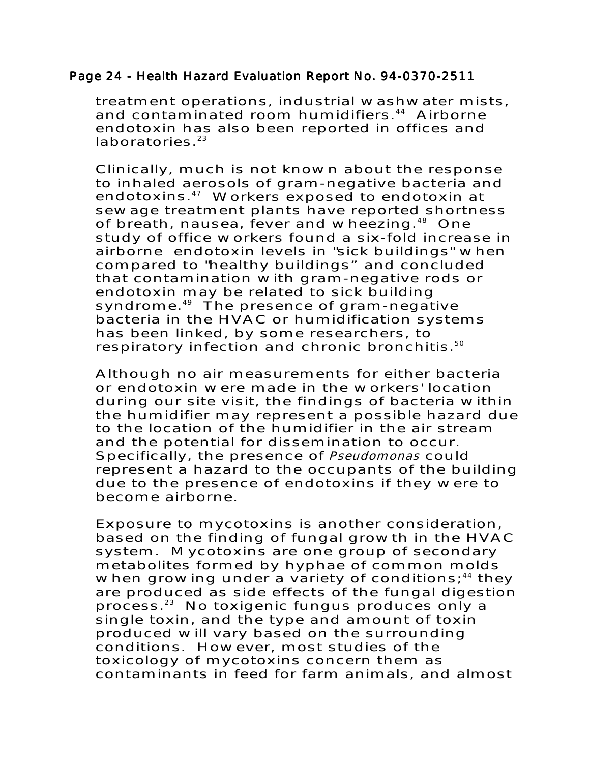treatment operations, industrial washwater mists, and contaminated room humidifiers.[44] Airborne endotoxin has also been reported in offices and laboratories.[23]

Clinically, much is not known about the response to inhaled aerosols of gram-negative bacteria and endotoxins.[47] Workers exposed to endotoxin at sewage treatment plants have reported shortness of breath, nausea, fever and wheezing.[48] One study of office workers found a six-fold increase in airborne endotoxin levels in "sick buildings" when compared to "healthy buildings" and concluded that contamination with gram-negative rods or endotoxin may be related to sick building syndrome.[49] The presence of gram-negative bacteria in the HVAC or humidification systems has been linked, by some researchers, to respiratory infection and chronic bronchitis.[50]

Although no air measurements for either bacteria or endotoxin were made in the workers' location during our site visit, the findings of bacteria within the humidifier may represent a possible hazard due to the location of the humidifier in the air stream and the potential for dissemination to occur. Specifically, the presence of *Pseudomonas* could represent a hazard to the occupants of the building due to the presence of endotoxins if they were to become airborne.

Exposure to mycotoxins is another consideration, based on the finding of fungal growth in the HVAC system. Mycotoxins are one group of secondary metabolites formed by hyphae of common molds when growing under a variety of conditions;[44] they are produced as side effects of the fungal digestion process.[23] No toxigenic fungus produces only a single toxin, and the type and amount of toxin produced will vary based on the surrounding conditions. However, most studies of the toxicology of mycotoxins concern them as contaminants in feed for farm animals, and almost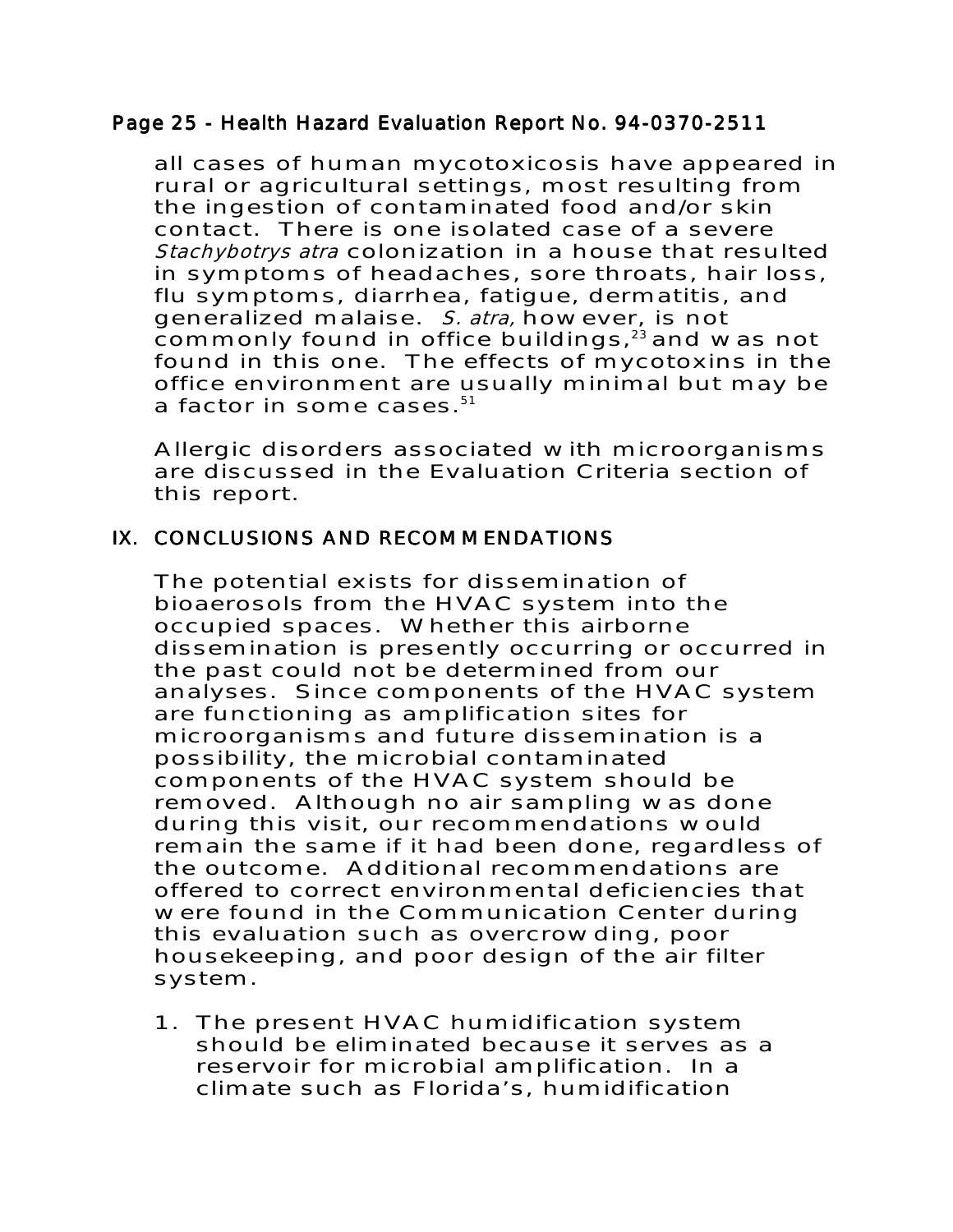all cases of human mycotoxicosis have appeared in rural or agricultural settings, most resulting from the ingestion of contaminated food and/or skin contact. There is one isolated case of a severe *Stachybotrys atra* colonization in a house that resulted in symptoms of headaches, sore throats, hair loss, flu symptoms, diarrhea, fatigue, dermatitis, and generalized malaise. *S. atra,* however, is not commonly found in office buildings,[23] and was not found in this one. The effects of mycotoxins in the office environment are usually minimal but may be a factor in some cases.[51]

Allergic disorders associated with microorganisms are discussed in the Evaluation Criteria section of this report.

## IX. CONCLUSIONS AND RECOMMENDATIONS

The potential exists for dissemination of bioaerosols from the HVAC system into the occupied spaces. Whether this airborne dissemination is presently occurring or occurred in the past could not be determined from our analyses. Since components of the HVAC system are functioning as amplification sites for microorganisms and future dissemination is a possibility, the microbial contaminated components of the HVAC system should be removed. Although no air sampling was done during this visit, our recommendations would remain the same if it had been done, regardless of the outcome. Additional recommendations are offered to correct environmental deficiencies that were found in the Communication Center during this evaluation such as overcrowding, poor housekeeping, and poor design of the air filter system.

1. The present HVAC humidification system should be eliminated because it serves as a reservoir for microbial amplification. In a climate such as Florida's, humidification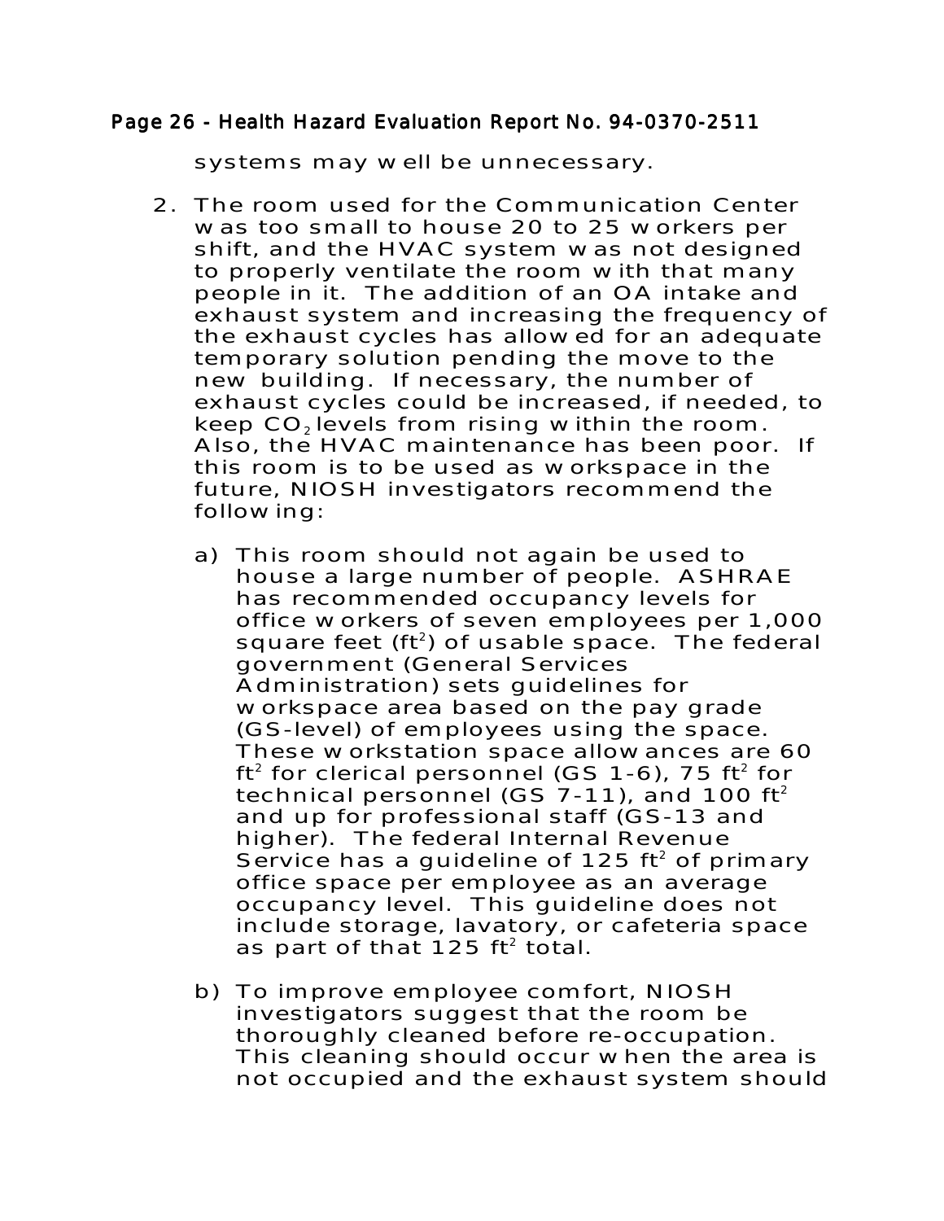systems may well be unnecessary.

2. The room used for the Communication Center was too small to house 20 to 25 workers per shift, and the HVAC system was not designed to properly ventilate the room with that many people in it. The addition of an OA intake and exhaust system and increasing the frequency of the exhaust cycles has allowed for an adequate temporary solution pending the move to the new building. If necessary, the number of exhaust cycles could be increased, if needed, to keep $CO_2$ levels from rising within the room. Also, the HVAC maintenance has been poor. If this room is to be used as workspace in the future, NIOSH investigators recommend the following:

   a) This room should not again be used to house a large number of people. ASHRAE has recommended occupancy levels for office workers of seven employees per 1,000 square feet ($ft^2$) of usable space. The federal government (General Services Administration) sets guidelines for workspace area based on the pay grade (GS-level) of employees using the space. These workstation space allowances are 60 $ft^2$ for clerical personnel (GS 1-6), 75 $ft^2$ for technical personnel (GS 7-11), and 100 $ft^2$ and up for professional staff (GS-13 and higher). The federal Internal Revenue Service has a guideline of 125 $ft^2$ of primary office space per employee as an average occupancy level. This guideline does not include storage, lavatory, or cafeteria space as part of that 125 $ft^2$ total.

   b) To improve employee comfort, NIOSH investigators suggest that the room be thoroughly cleaned before re-occupation. This cleaning should occur when the area is not occupied and the exhaust system should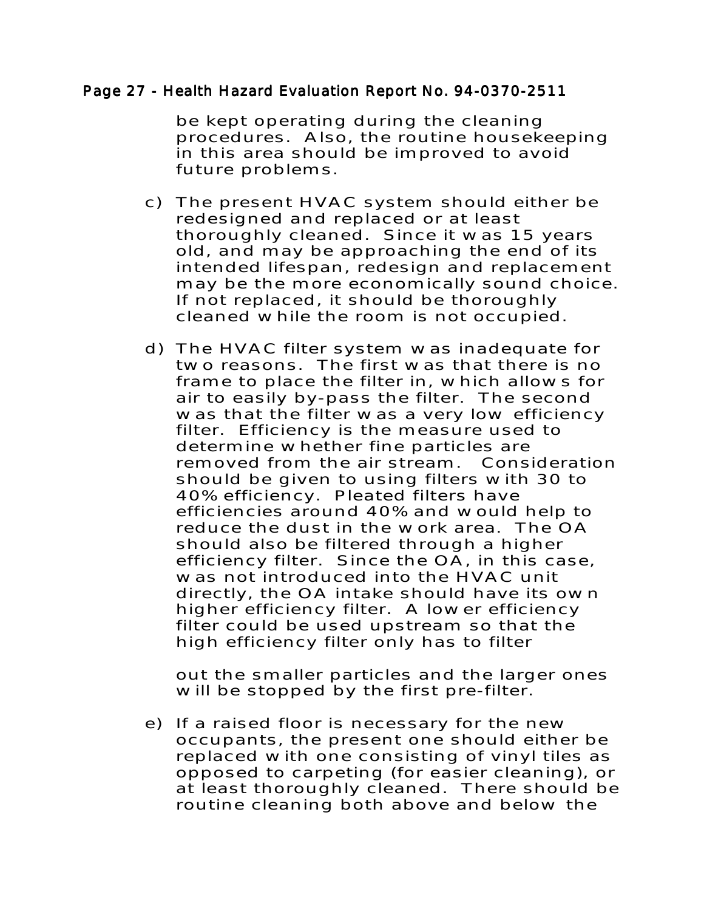be kept operating during the cleaning procedures. Also, the routine housekeeping in this area should be improved to avoid future problems.

c) The present HVAC system should either be redesigned and replaced or at least thoroughly cleaned. Since it was 15 years old, and may be approaching the end of its intended lifespan, redesign and replacement may be the more economically sound choice. If not replaced, it should be thoroughly cleaned while the room is not occupied.

d) The HVAC filter system was inadequate for two reasons. The first was that there is no frame to place the filter in, which allows for air to easily by-pass the filter. The second was that the filter was a very low efficiency filter. Efficiency is the measure used to determine whether fine particles are removed from the air stream. Consideration should be given to using filters with 30 to 40% efficiency. Pleated filters have efficiencies around 40% and would help to reduce the dust in the work area. The OA should also be filtered through a higher efficiency filter. Since the OA, in this case, was not introduced into the HVAC unit directly, the OA intake should have its own higher efficiency filter. A lower efficiency filter could be used upstream so that the high efficiency filter only has to filter out the smaller particles and the larger ones will be stopped by the first pre-filter.

e) If a raised floor is necessary for the new occupants, the present one should either be replaced with one consisting of vinyl tiles as opposed to carpeting (for easier cleaning), or at least thoroughly cleaned. There should be routine cleaning both above and below the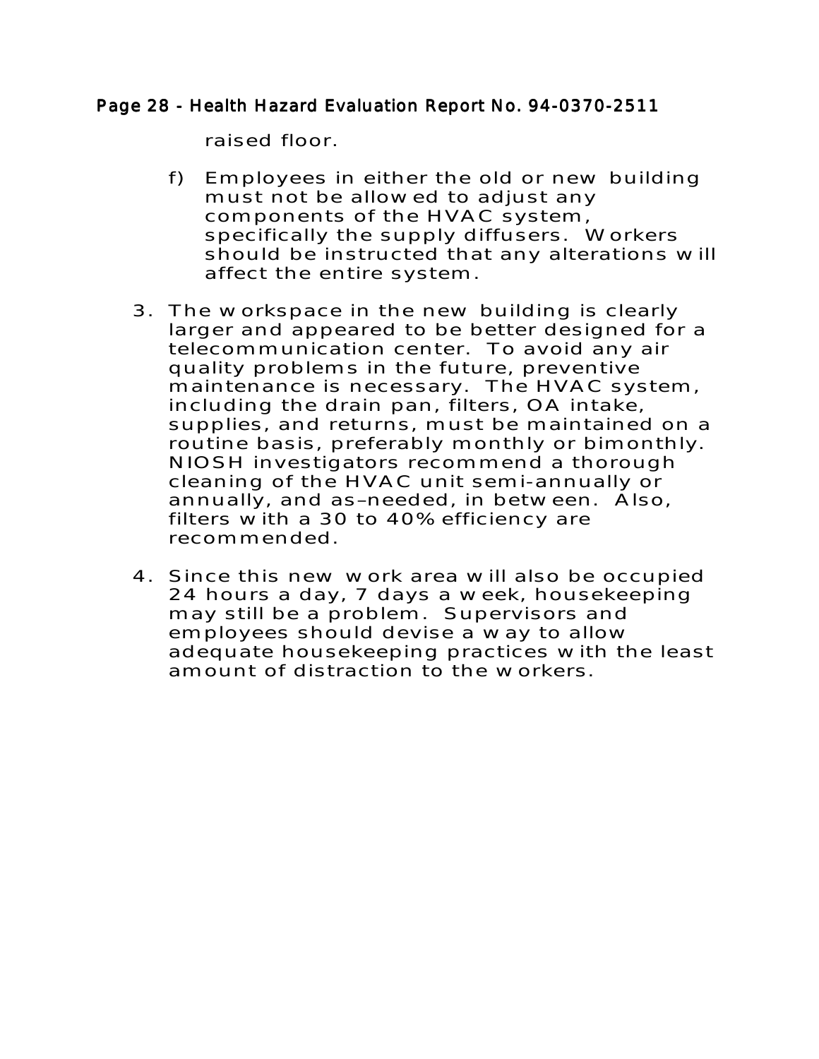raised floor.

   f) Employees in either the old or new building must not be allowed to adjust any components of the HVAC system, specifically the supply diffusers. Workers should be instructed that any alterations will affect the entire system.

3. The workspace in the new building is clearly larger and appeared to be better designed for a telecommunication center. To avoid any air quality problems in the future, preventive maintenance is necessary. The HVAC system, including the drain pan, filters, OA intake, supplies, and returns, must be maintained on a routine basis, preferably monthly or bimonthly. NIOSH investigators recommend a thorough cleaning of the HVAC unit semi-annually or annually, and as–needed, in between. Also, filters with a 30 to 40% efficiency are recommended.

4. Since this new work area will also be occupied 24 hours a day, 7 days a week, housekeeping may still be a problem. Supervisors and employees should devise a way to allow adequate housekeeping practices with the least amount of distraction to the workers.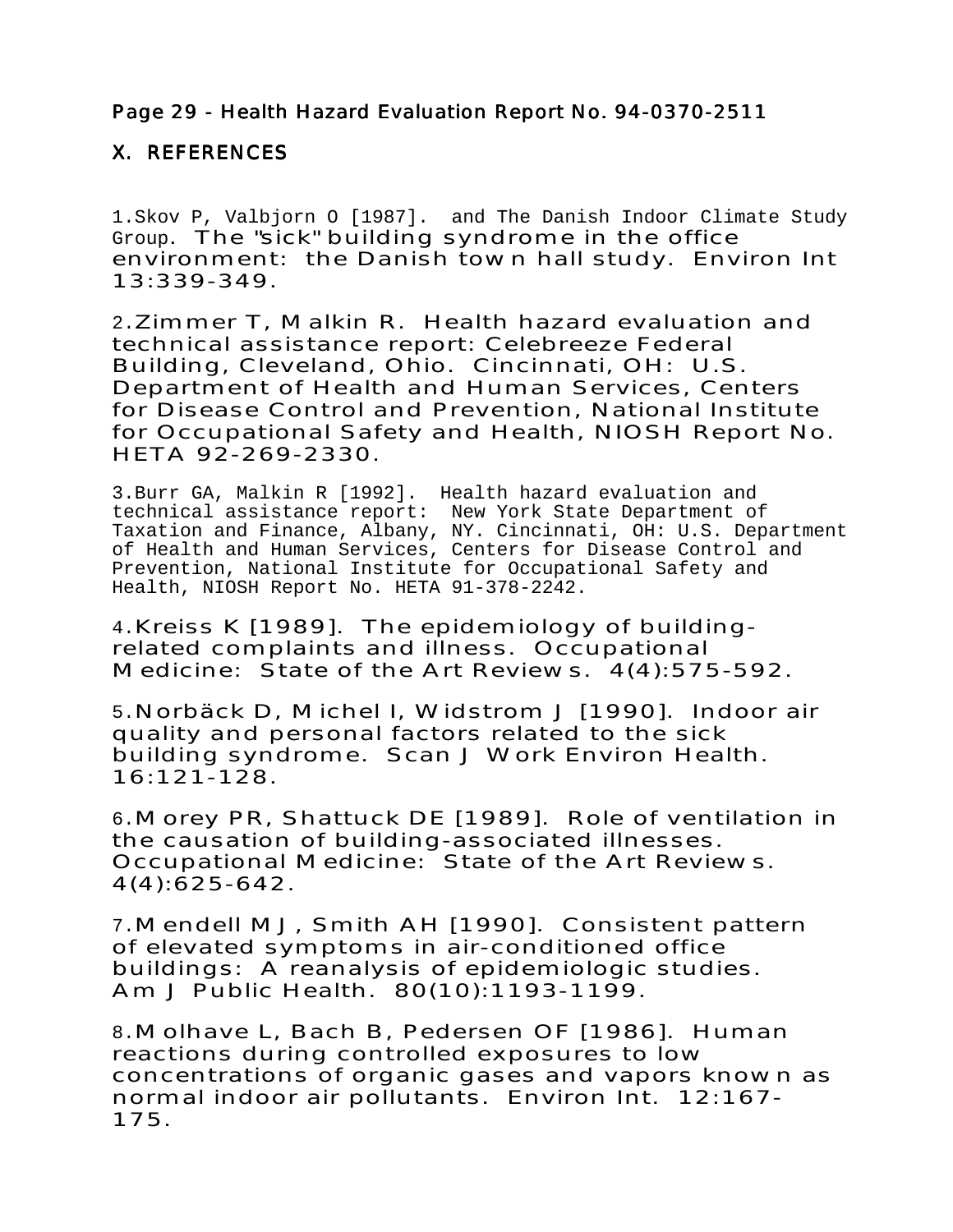## X. REFERENCES

1. Skov P, Valbjorn O [1987]. and The Danish Indoor Climate Study Group. The "sick" building syndrome in the office environment: the Danish town hall study. Environ Int 13:339-349.

2. Zimmer T, Malkin R. Health hazard evaluation and technical assistance report: Celebreeze Federal Building, Cleveland, Ohio. Cincinnati, OH: U.S. Department of Health and Human Services, Centers for Disease Control and Prevention, National Institute for Occupational Safety and Health, NIOSH Report No. HETA 92-269-2330.

3. Burr GA, Malkin R [1992]. Health hazard evaluation and technical assistance report: New York State Department of Taxation and Finance, Albany, NY. Cincinnati, OH: U.S. Department of Health and Human Services, Centers for Disease Control and Prevention, National Institute for Occupational Safety and Health, NIOSH Report No. HETA 91-378-2242.

4. Kreiss K [1989]. The epidemiology of building-related complaints and illness. Occupational Medicine: State of the Art Reviews. 4(4):575-592.

5. Norbäck D, Michel I, Widstrom J [1990]. Indoor air quality and personal factors related to the sick building syndrome. Scan J Work Environ Health. 16:121-128.

6. Morey PR, Shattuck DE [1989]. Role of ventilation in the causation of building-associated illnesses. Occupational Medicine: State of the Art Reviews. 4(4):625-642.

7. Mendell MJ, Smith AH [1990]. Consistent pattern of elevated symptoms in air-conditioned office buildings: A reanalysis of epidemiologic studies. Am J Public Health. 80(10):1193-1199.

8. Molhave L, Bach B, Pedersen OF [1986]. Human reactions during controlled exposures to low concentrations of organic gases and vapors known as normal indoor air pollutants. Environ Int. 12:167-175.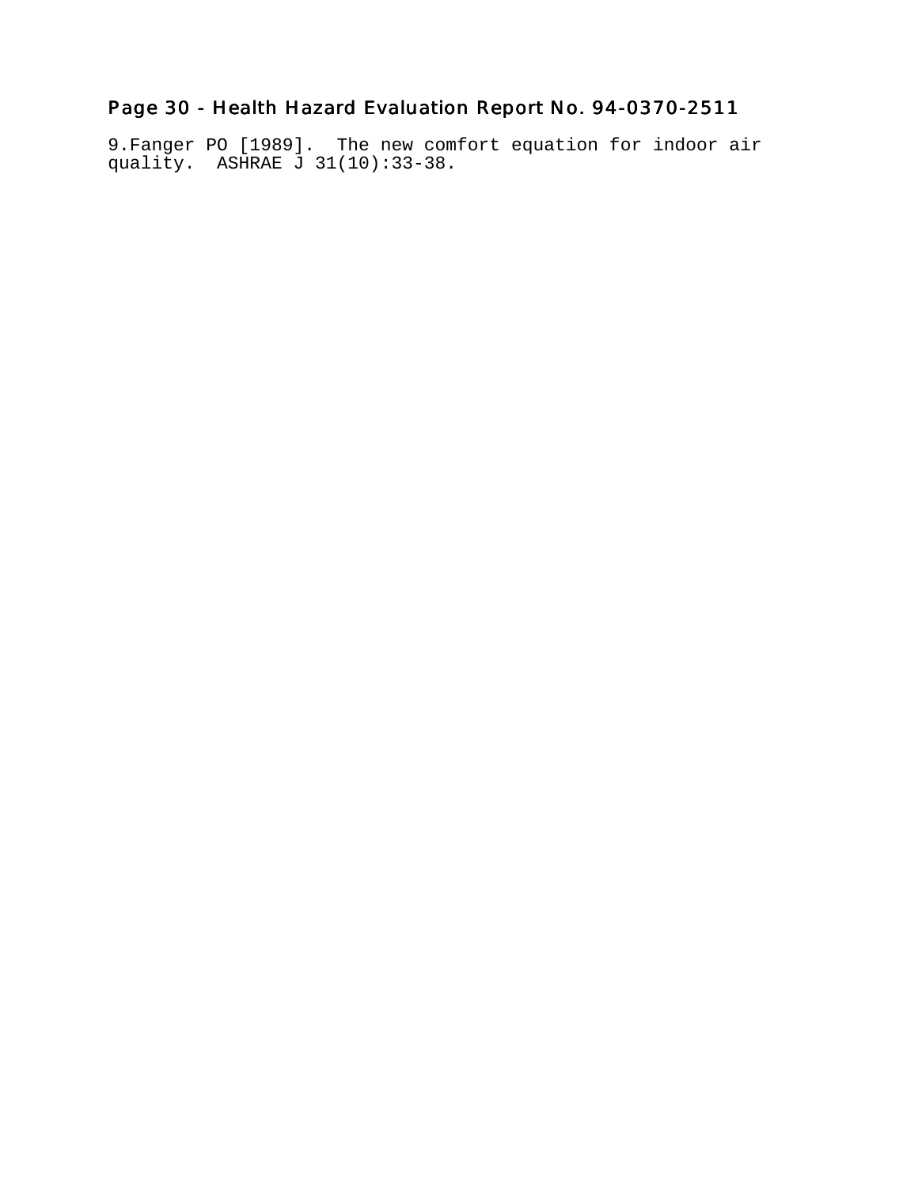9. Fanger PO [1989]. The new comfort equation for indoor air quality. ASHRAE J 31(10):33-38.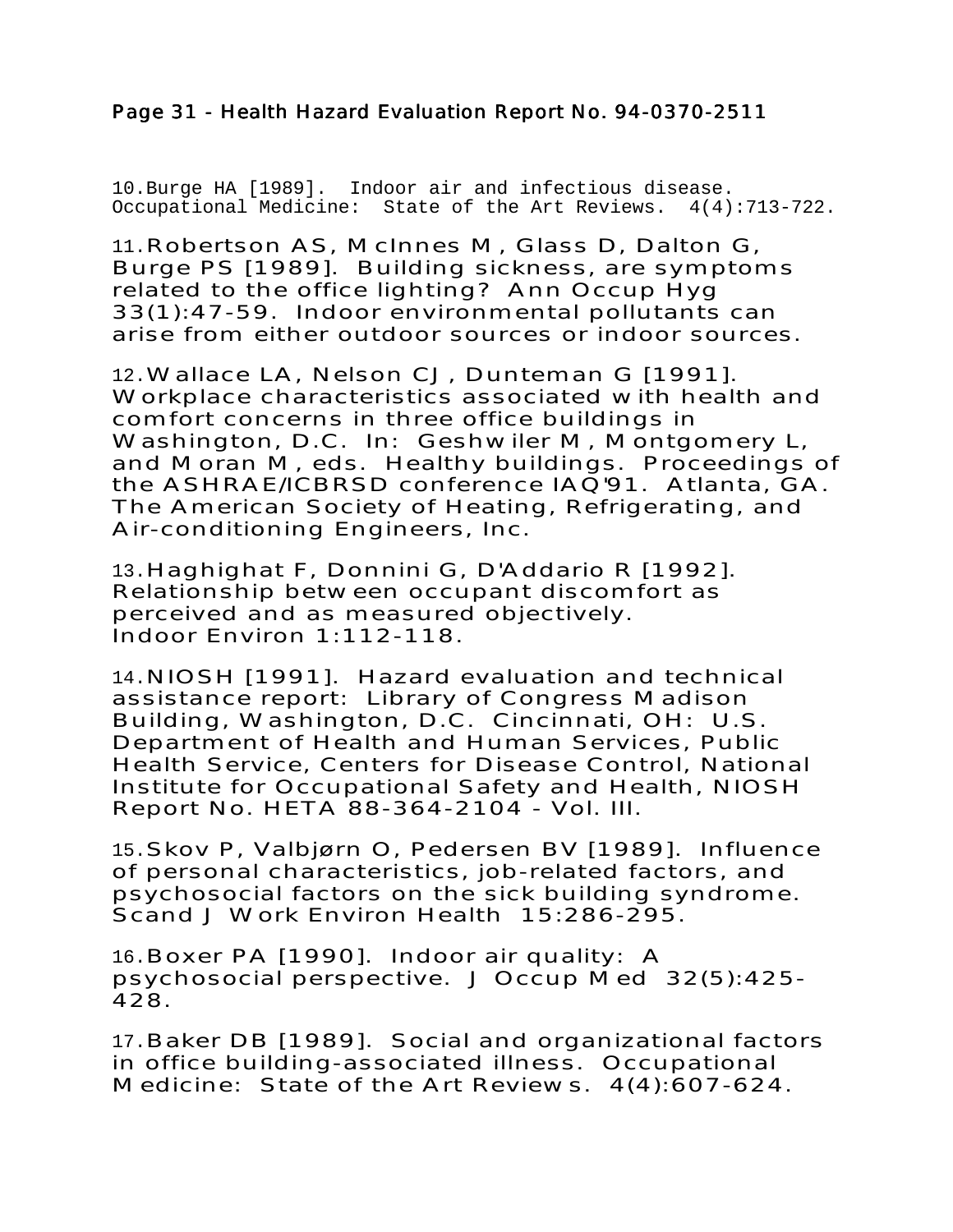10. Burge HA [1989]. Indoor air and infectious disease. Occupational Medicine: State of the Art Reviews. 4(4):713-722.

11. Robertson AS, McInnes M, Glass D, Dalton G, Burge PS [1989]. Building sickness, are symptoms related to the office lighting? Ann Occup Hyg 33(1):47-59. Indoor environmental pollutants can arise from either outdoor sources or indoor sources.

12. Wallace LA, Nelson CJ, Dunteman G [1991]. Workplace characteristics associated with health and comfort concerns in three office buildings in Washington, D.C. In: Geshwiler M, Montgomery L, and Moran M, eds. Healthy buildings. Proceedings of the ASHRAE/ICBRSD conference IAQ'91. Atlanta, GA. The American Society of Heating, Refrigerating, and Air-conditioning Engineers, Inc.

13. Haghighat F, Donnini G, D'Addario R [1992]. Relationship between occupant discomfort as perceived and as measured objectively. Indoor Environ 1:112-118.

14. NIOSH [1991]. Hazard evaluation and technical assistance report: Library of Congress Madison Building, Washington, D.C. Cincinnati, OH: U.S. Department of Health and Human Services, Public Health Service, Centers for Disease Control, National Institute for Occupational Safety and Health, NIOSH Report No. HETA 88-364-2104 - Vol. III.

15. Skov P, Valbjørn O, Pedersen BV [1989]. Influence of personal characteristics, job-related factors, and psychosocial factors on the sick building syndrome. Scand J Work Environ Health 15:286-295.

16. Boxer PA [1990]. Indoor air quality: A psychosocial perspective. J Occup Med 32(5):425-428.

17. Baker DB [1989]. Social and organizational factors in office building-associated illness. Occupational Medicine: State of the Art Reviews. 4(4):607-624.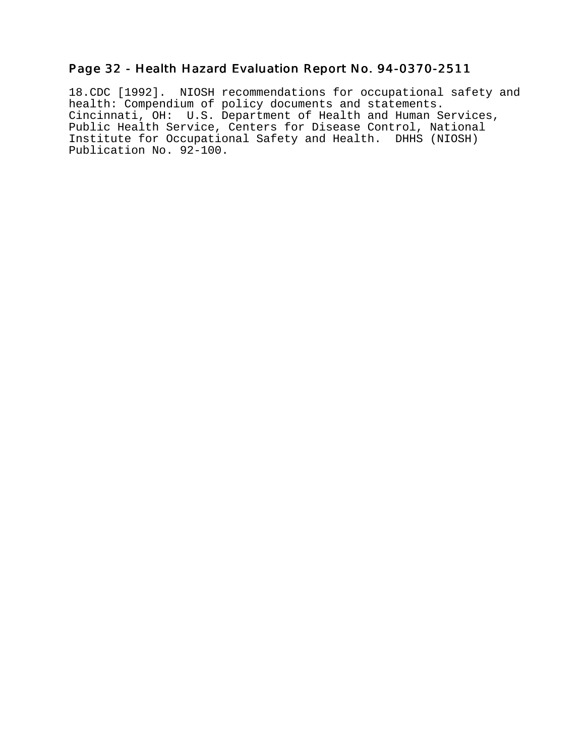18. CDC [1992]. NIOSH recommendations for occupational safety and health: Compendium of policy documents and statements. Cincinnati, OH: U.S. Department of Health and Human Services, Public Health Service, Centers for Disease Control, National Institute for Occupational Safety and Health. DHHS (NIOSH) Publication No. 92-100.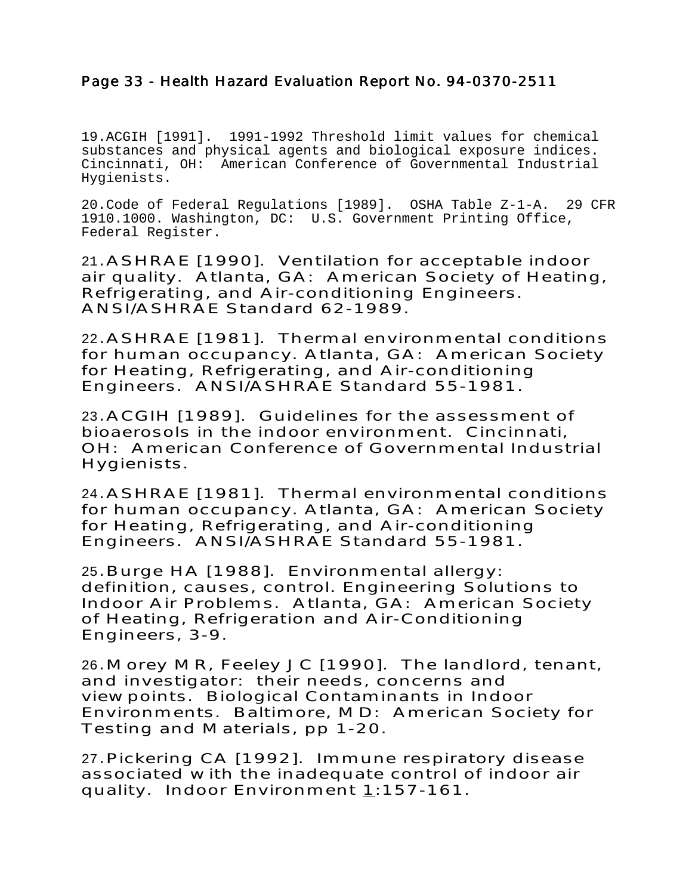19.ACGIH [1991]. 1991-1992 Threshold limit values for chemical substances and physical agents and biological exposure indices. Cincinnati, OH: American Conference of Governmental Industrial Hygienists.

20.Code of Federal Regulations [1989]. OSHA Table Z-1-A. 29 CFR 1910.1000. Washington, DC: U.S. Government Printing Office, Federal Register.

21.ASHRAE [1990]. Ventilation for acceptable indoor air quality. Atlanta, GA: American Society of Heating, Refrigerating, and Air-conditioning Engineers. ANSI/ASHRAE Standard 62-1989.

22.ASHRAE [1981]. Thermal environmental conditions for human occupancy. Atlanta, GA: American Society for Heating, Refrigerating, and Air-conditioning Engineers. ANSI/ASHRAE Standard 55-1981.

23.ACGIH [1989]. Guidelines for the assessment of bioaerosols in the indoor environment. Cincinnati, OH: American Conference of Governmental Industrial Hygienists.

24.ASHRAE [1981]. Thermal environmental conditions for human occupancy. Atlanta, GA: American Society for Heating, Refrigerating, and Air-conditioning Engineers. ANSI/ASHRAE Standard 55-1981.

25.Burge HA [1988]. Environmental allergy: definition, causes, control. Engineering Solutions to Indoor Air Problems. Atlanta, GA: American Society of Heating, Refrigeration and Air-Conditioning Engineers, 3-9.

26.Morey MR, Feeley JC [1990]. The landlord, tenant, and investigator: their needs, concerns and viewpoints. Biological Contaminants in Indoor Environments. Baltimore, MD: American Society for Testing and Materials, pp 1-20.

27.Pickering CA [1992]. Immune respiratory disease associated with the inadequate control of indoor air quality. Indoor Environment 1:157-161.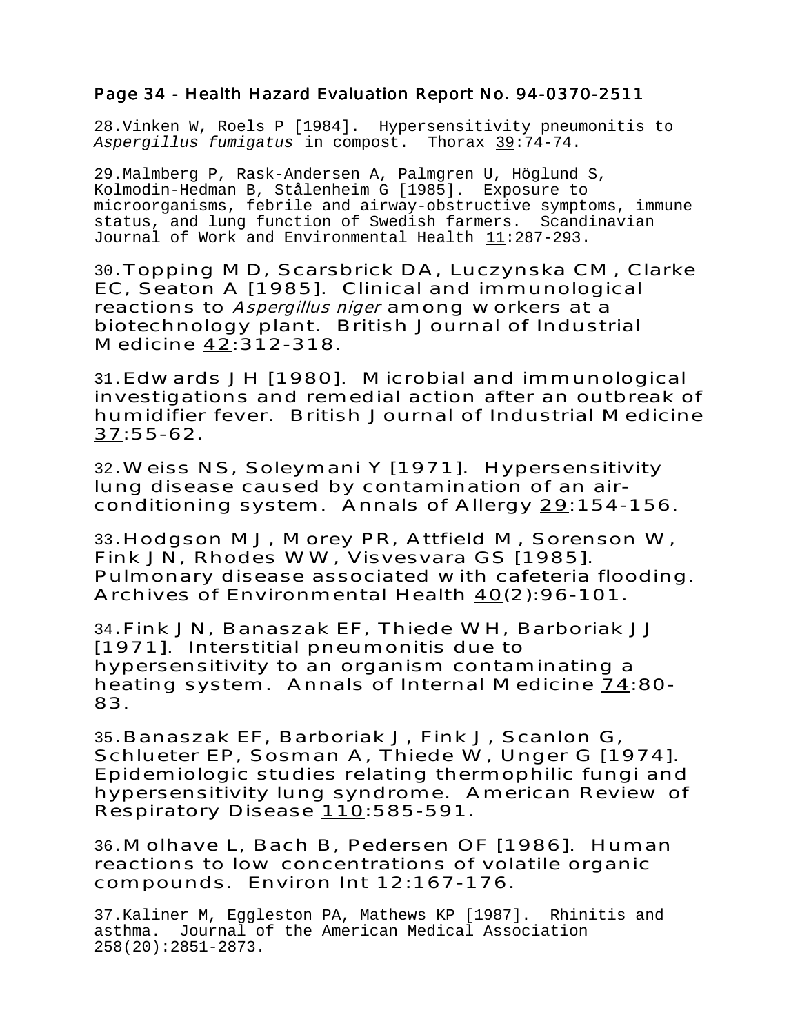28.Vinken W, Roels P [1984]. Hypersensitivity pneumonitis to *Aspergillus fumigatus* in compost. Thorax 39:74-74.

29.Malmberg P, Rask-Andersen A, Palmgren U, Höglund S, Kolmodin-Hedman B, Stålenheim G [1985]. Exposure to microorganisms, febrile and airway-obstructive symptoms, immune status, and lung function of Swedish farmers. Scandinavian Journal of Work and Environmental Health 11:287-293.

30.Topping MD, Scarsbrick DA, Luczynska CM, Clarke EC, Seaton A [1985]. Clinical and immunological reactions to *Aspergillus niger* among workers at a biotechnology plant. British Journal of Industrial Medicine 42:312-318.

31.Edwards JH [1980]. Microbial and immunological investigations and remedial action after an outbreak of humidifier fever. British Journal of Industrial Medicine 37:55-62.

32.Weiss NS, Soleymani Y [1971]. Hypersensitivity lung disease caused by contamination of an air-conditioning system. Annals of Allergy 29:154-156.

33.Hodgson MJ, Morey PR, Attfield M, Sorenson W, Fink JN, Rhodes WW, Visvesvara GS [1985]. Pulmonary disease associated with cafeteria flooding. Archives of Environmental Health 40(2):96-101.

34.Fink JN, Banaszak EF, Thiede WH, Barboriak JJ [1971]. Interstitial pneumonitis due to hypersensitivity to an organism contaminating a heating system. Annals of Internal Medicine 74:80-83.

35.Banaszak EF, Barboriak J, Fink J, Scanlon G, Schlueter EP, Sosman A, Thiede W, Unger G [1974]. Epidemiologic studies relating thermophilic fungi and hypersensitivity lung syndrome. American Review of Respiratory Disease 110:585-591.

36.Molhave L, Bach B, Pedersen OF [1986]. Human reactions to low concentrations of volatile organic compounds. Environ Int 12:167-176.

37.Kaliner M, Eggleston PA, Mathews KP [1987]. Rhinitis and asthma. Journal of the American Medical Association 258(20):2851-2873.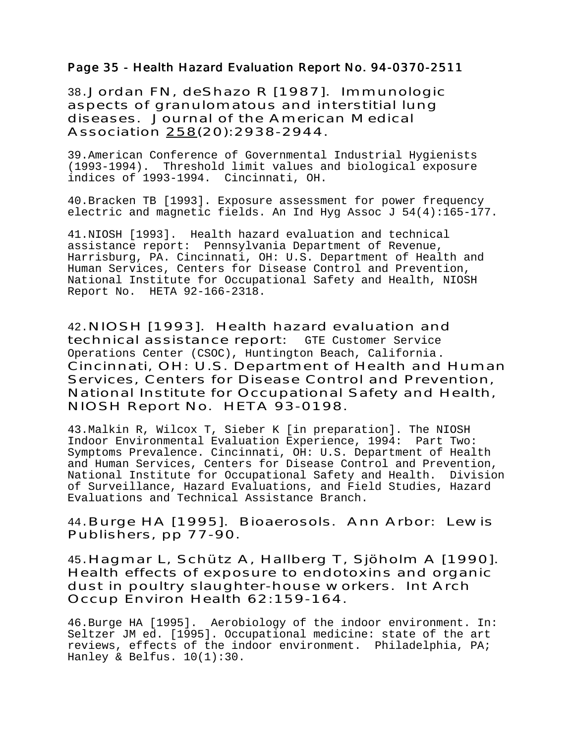38. Jordan FN, deShazo R [1987]. Immunologic aspects of granulomatous and interstitial lung diseases. Journal of the American Medical Association 258(20):2938-2944.

39. American Conference of Governmental Industrial Hygienists (1993-1994). Threshold limit values and biological exposure indices of 1993-1994. Cincinnati, OH.

40. Bracken TB [1993]. Exposure assessment for power frequency electric and magnetic fields. An Ind Hyg Assoc J 54(4):165-177.

41. NIOSH [1993]. Health hazard evaluation and technical assistance report: Pennsylvania Department of Revenue, Harrisburg, PA. Cincinnati, OH: U.S. Department of Health and Human Services, Centers for Disease Control and Prevention, National Institute for Occupational Safety and Health, NIOSH Report No. HETA 92-166-2318.

42. NIOSH [1993]. Health hazard evaluation and technical assistance report: GTE Customer Service Operations Center (CSOC), Huntington Beach, California. Cincinnati, OH: U.S. Department of Health and Human Services, Centers for Disease Control and Prevention, National Institute for Occupational Safety and Health, NIOSH Report No. HETA 93-0198.

43. Malkin R, Wilcox T, Sieber K [in preparation]. The NIOSH Indoor Environmental Evaluation Experience, 1994: Part Two: Symptoms Prevalence. Cincinnati, OH: U.S. Department of Health and Human Services, Centers for Disease Control and Prevention, National Institute for Occupational Safety and Health. Division of Surveillance, Hazard Evaluations, and Field Studies, Hazard Evaluations and Technical Assistance Branch.

44. Burge HA [1995]. Bioaerosols. Ann Arbor: Lewis Publishers, pp 77-90.

45. Hagmar L, Schütz A, Hallberg T, Sjöholm A [1990]. Health effects of exposure to endotoxins and organic dust in poultry slaughter-house workers. Int Arch Occup Environ Health 62:159-164.

46. Burge HA [1995]. Aerobiology of the indoor environment. In: Seltzer JM ed. [1995]. Occupational medicine: state of the art reviews, effects of the indoor environment. Philadelphia, PA; Hanley & Belfus. 10(1):30.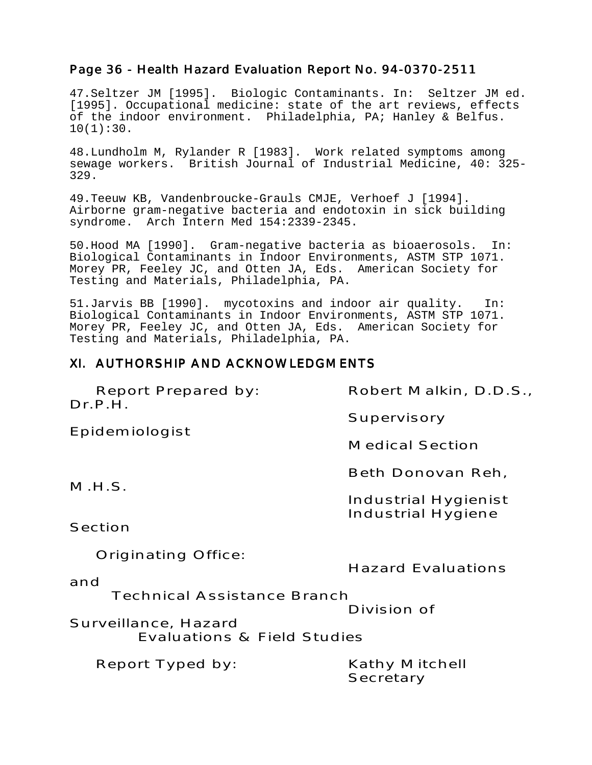47.Seltzer JM [1995]. Biologic Contaminants. In: Seltzer JM ed. [1995]. Occupational medicine: state of the art reviews, effects of the indoor environment. Philadelphia, PA; Hanley & Belfus. 10(1):30.

48.Lundholm M, Rylander R [1983]. Work related symptoms among sewage workers. British Journal of Industrial Medicine, 40: 325-329.

49.Teeuw KB, Vandenbroucke-Grauls CMJE, Verhoef J [1994]. Airborne gram-negative bacteria and endotoxin in sick building syndrome. Arch Intern Med 154:2339-2345.

50.Hood MA [1990]. Gram-negative bacteria as bioaerosols. In: Biological Contaminants in Indoor Environments, ASTM STP 1071. Morey PR, Feeley JC, and Otten JA, Eds. American Society for Testing and Materials, Philadelphia, PA.

51.Jarvis BB [1990]. mycotoxins and indoor air quality. In: Biological Contaminants in Indoor Environments, ASTM STP 1071. Morey PR, Feeley JC, and Otten JA, Eds. American Society for Testing and Materials, Philadelphia, PA.

## XI. AUTHORSHIP AND ACKNOWLEDGMENTS

Report Prepared by: Robert Malkin, D.D.S., Dr.P.H.
Supervisory Epidemiologist
Medical Section

Beth Donovan Reh, M.H.S.
Industrial Hygienist
Industrial Hygiene Section

Originating Office: Hazard Evaluations and Technical Assistance Branch
Division of Surveillance, Hazard Evaluations & Field Studies

Report Typed by: Kathy Mitchell
Secretary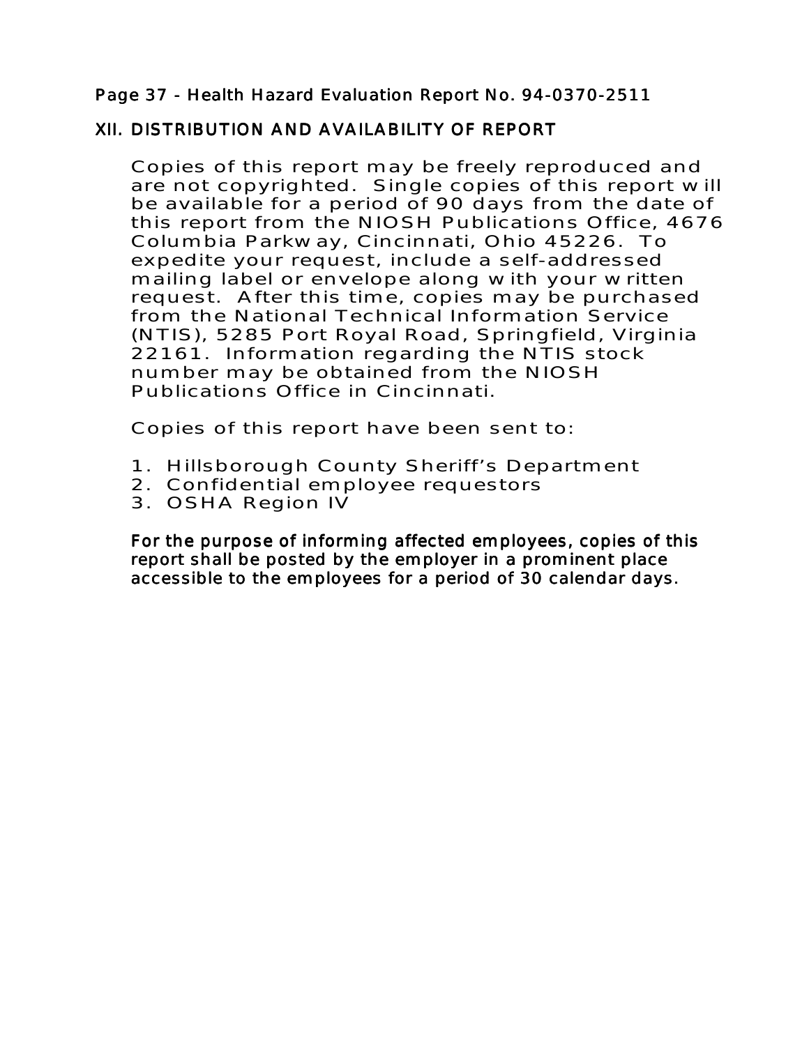## XII. DISTRIBUTION AND AVAILABILITY OF REPORT

Copies of this report may be freely reproduced and are not copyrighted. Single copies of this report will be available for a period of 90 days from the date of this report from the NIOSH Publications Office, 4676 Columbia Parkway, Cincinnati, Ohio 45226. To expedite your request, include a self-addressed mailing label or envelope along with your written request. After this time, copies may be purchased from the National Technical Information Service (NTIS), 5285 Port Royal Road, Springfield, Virginia 22161. Information regarding the NTIS stock number may be obtained from the NIOSH Publications Office in Cincinnati.

Copies of this report have been sent to:

1. Hillsborough County Sheriff's Department
2. Confidential employee requestors
3. OSHA Region IV

For the purpose of informing affected employees, copies of this report shall be posted by the employer in a prominent place accessible to the employees for a period of 30 calendar days.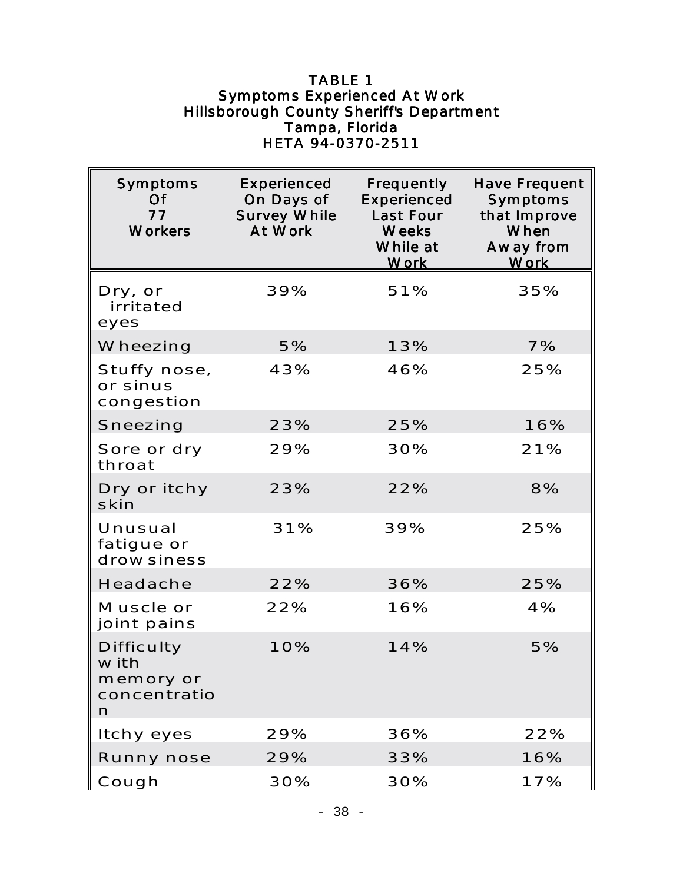**TABLE 1**
**Symptoms Experienced At Work**
**Hillsborough County Sheriff's Department**
**Tampa, Florida**
**HETA 94-0370-2511**

| Symptoms Of 77 Workers | Experienced On Days of Survey While At Work | Frequently Experienced Last Four Weeks While at Work | Have Frequent Symptoms that Improve When Away from Work |
|---|---|---|---|
| Dry, or irritated eyes | 39% | 51% | 35% |
| Wheezing | 5% | 13% | 7% |
| Stuffy nose, or sinus congestion | 43% | 46% | 25% |
| Sneezing | 23% | 25% | 16% |
| Sore or dry throat | 29% | 30% | 21% |
| Dry or itchy skin | 23% | 22% | 8% |
| Unusual fatigue or drowsiness | 31% | 39% | 25% |
| Headache | 22% | 36% | 25% |
| Muscle or joint pains | 22% | 16% | 4% |
| Difficulty with memory or concentration | 10% | 14% | 5% |
| Itchy eyes | 29% | 36% | 22% |
| Runny nose | 29% | 33% | 16% |
| Cough | 30% | 30% | 17% |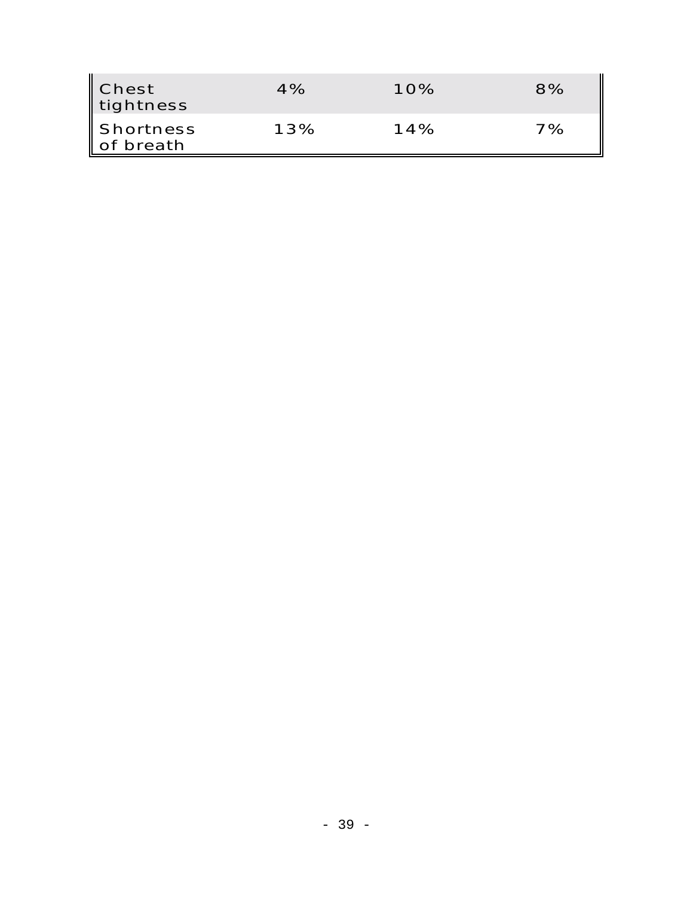| | | | |
|---|---|---|---|
| Chest tightness | 4% | 10% | 8% |
| Shortness of breath | 13% | 14% | 7% |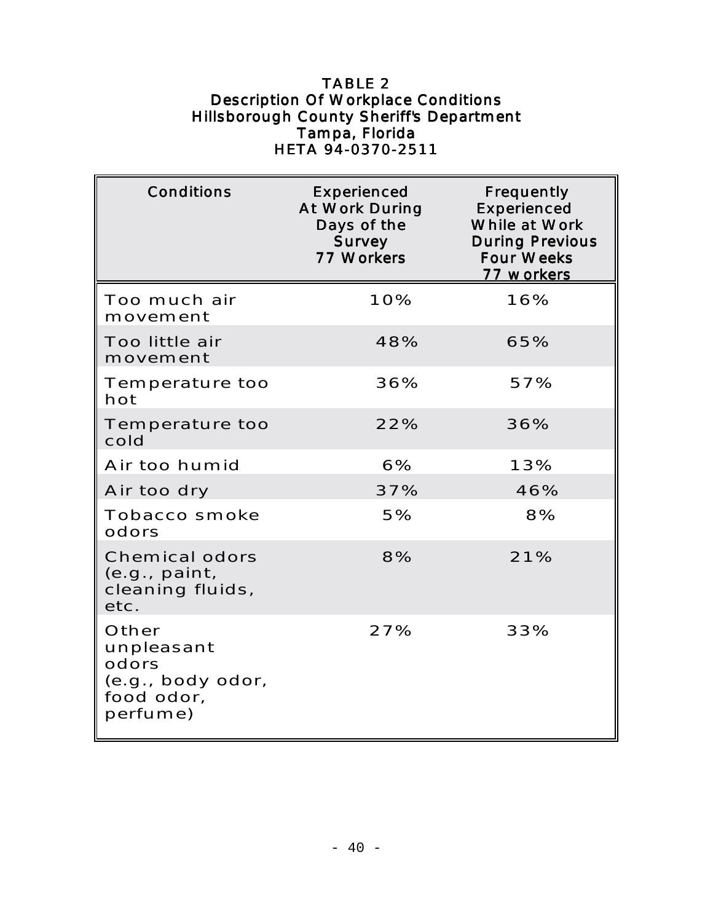TABLE 2
Description Of Workplace Conditions
Hillsborough County Sheriff's Department
Tampa, Florida
HETA 94-0370-2511

| Conditions | Experienced At Work During Days of the Survey 77 Workers | Frequently Experienced While at Work During Previous Four Weeks 77 workers |
|---|---|---|
| Too much air movement | 10% | 16% |
| Too little air movement | 48% | 65% |
| Temperature too hot | 36% | 57% |
| Temperature too cold | 22% | 36% |
| Air too humid | 6% | 13% |
| Air too dry | 37% | 46% |
| Tobacco smoke odors | 5% | 8% |
| Chemical odors (e.g., paint, cleaning fluids, etc. | 8% | 21% |
| Other unpleasant odors (e.g., body odor, food odor, perfume) | 27% | 33% |